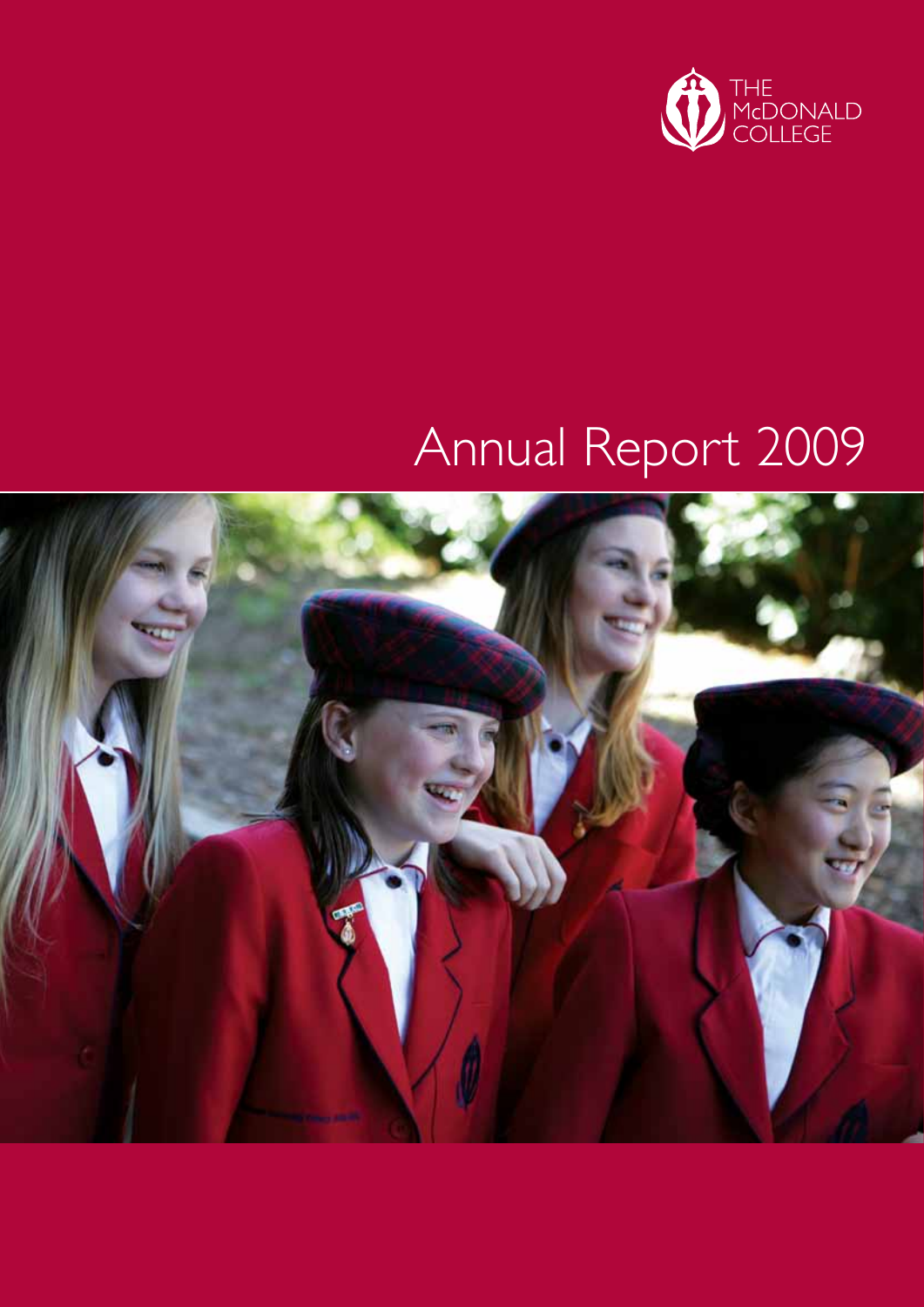THE McDONALD COLLEGE

# Annual Report 2009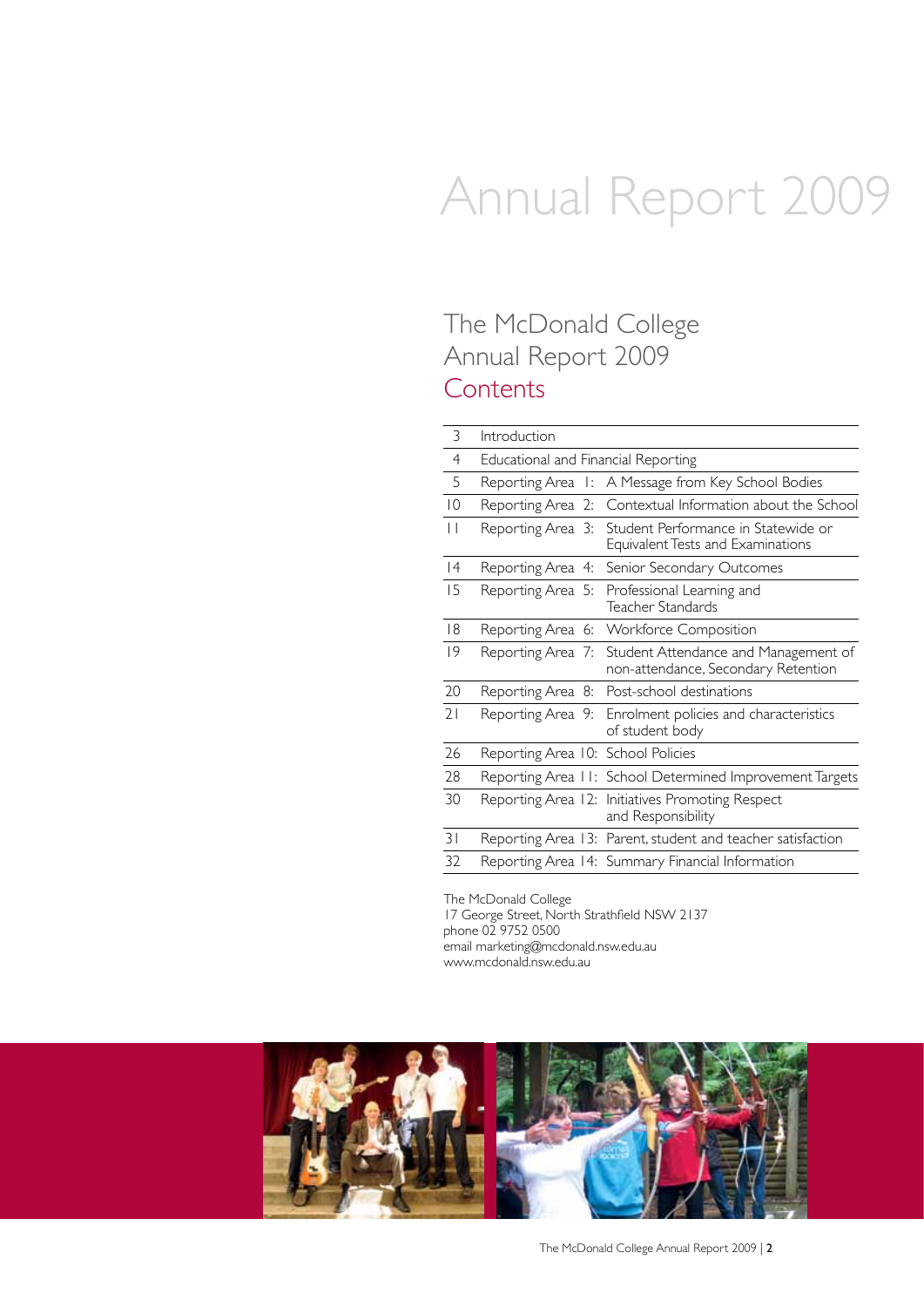# Annual Report 2009

## The McDonald College Annual Report 2009

## Contents

| | | |
|---|---|---|
| 3 | Introduction | |
| 4 | Educational and Financial Reporting | |
| 5 | Reporting Area 1: | A Message from Key School Bodies |
| 10 | Reporting Area 2: | Contextual Information about the School |
| 11 | Reporting Area 3: | Student Performance in Statewide or Equivalent Tests and Examinations |
| 14 | Reporting Area 4: | Senior Secondary Outcomes |
| 15 | Reporting Area 5: | Professional Learning and Teacher Standards |
| 18 | Reporting Area 6: | Workforce Composition |
| 19 | Reporting Area 7: | Student Attendance and Management of non-attendance, Secondary Retention |
| 20 | Reporting Area 8: | Post-school destinations |
| 21 | Reporting Area 9: | Enrolment policies and characteristics of student body |
| 26 | Reporting Area 10: | School Policies |
| 28 | Reporting Area 11: | School Determined Improvement Targets |
| 30 | Reporting Area 12: | Initiatives Promoting Respect and Responsibility |
| 31 | Reporting Area 13: | Parent, student and teacher satisfaction |
| 32 | Reporting Area 14: | Summary Financial Information |

The McDonald College
17 George Street, North Strathfield NSW 2137
phone 02 9752 0500
email marketing@mcdonald.nsw.edu.au
www.mcdonald.nsw.edu.au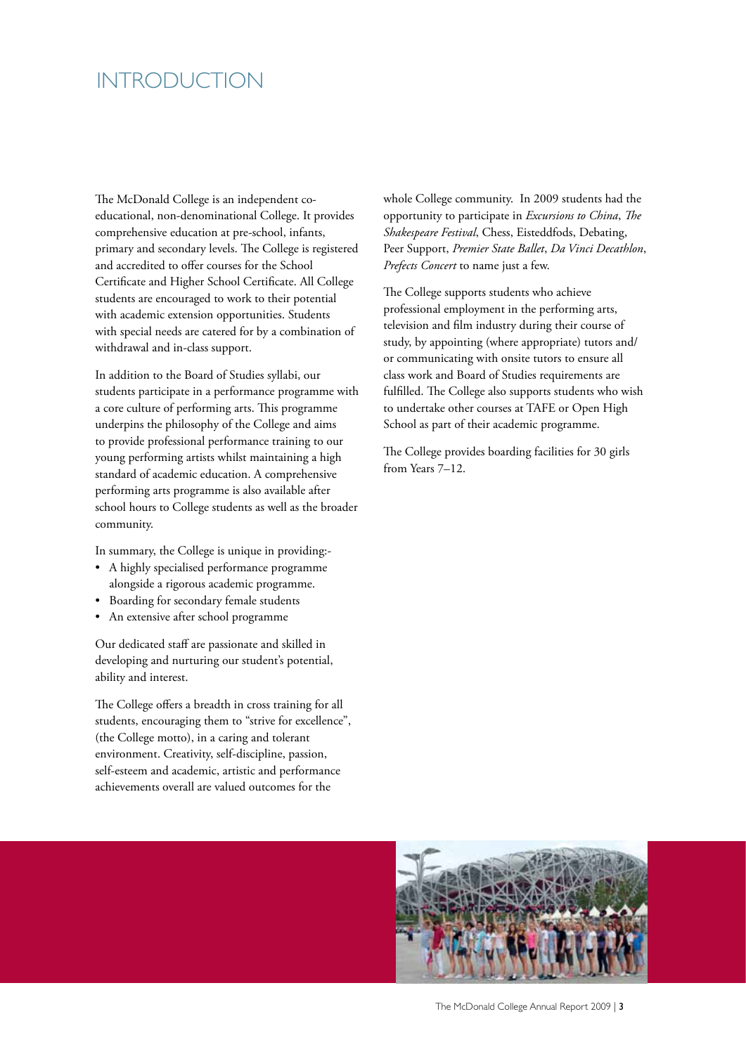# INTRODUCTION

The McDonald College is an independent co-educational, non-denominational College. It provides comprehensive education at pre-school, infants, primary and secondary levels. The College is registered and accredited to offer courses for the School Certificate and Higher School Certificate. All College students are encouraged to work to their potential with academic extension opportunities. Students with special needs are catered for by a combination of withdrawal and in-class support.

In addition to the Board of Studies syllabi, our students participate in a performance programme with a core culture of performing arts. This programme underpins the philosophy of the College and aims to provide professional performance training to our young performing artists whilst maintaining a high standard of academic education. A comprehensive performing arts programme is also available after school hours to College students as well as the broader community.

In summary, the College is unique in providing:-

- A highly specialised performance programme alongside a rigorous academic programme.
- Boarding for secondary female students
- An extensive after school programme

Our dedicated staff are passionate and skilled in developing and nurturing our student's potential, ability and interest.

The College offers a breadth in cross training for all students, encouraging them to "strive for excellence", (the College motto), in a caring and tolerant environment. Creativity, self-discipline, passion, self-esteem and academic, artistic and performance achievements overall are valued outcomes for the whole College community. In 2009 students had the opportunity to participate in *Excursions to China*, *The Shakespeare Festival*, Chess, Eisteddfods, Debating, Peer Support, *Premier State Ballet*, *Da Vinci Decathlon*, *Prefects Concert* to name just a few.

The College supports students who achieve professional employment in the performing arts, television and film industry during their course of study, by appointing (where appropriate) tutors and/or communicating with onsite tutors to ensure all class work and Board of Studies requirements are fulfilled. The College also supports students who wish to undertake other courses at TAFE or Open High School as part of their academic programme.

The College provides boarding facilities for 30 girls from Years 7–12.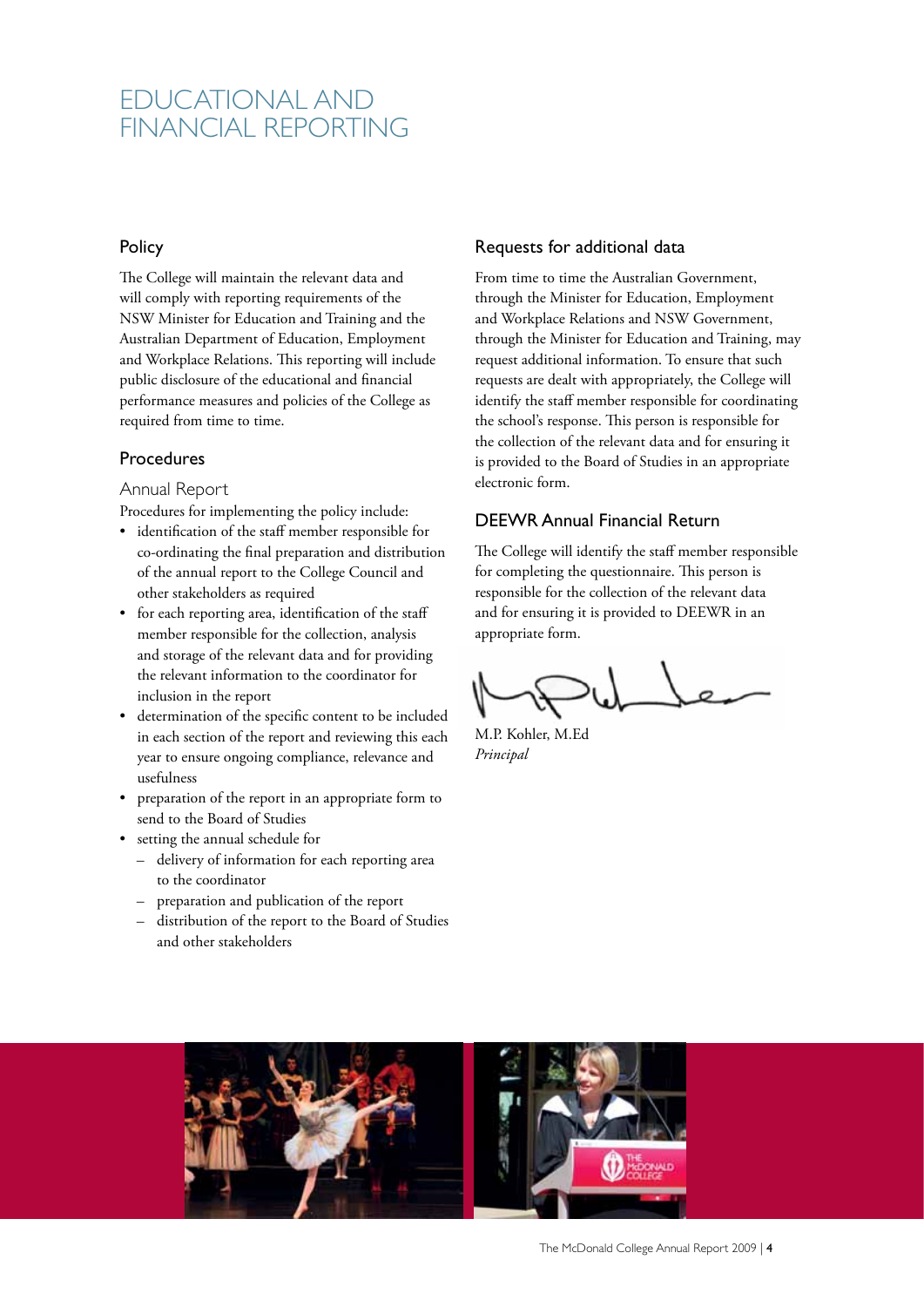# EDUCATIONAL AND FINANCIAL REPORTING

## Policy

The College will maintain the relevant data and will comply with reporting requirements of the NSW Minister for Education and Training and the Australian Department of Education, Employment and Workplace Relations. This reporting will include public disclosure of the educational and financial performance measures and policies of the College as required from time to time.

## Procedures

### Annual Report

Procedures for implementing the policy include:

- identification of the staff member responsible for co-ordinating the final preparation and distribution of the annual report to the College Council and other stakeholders as required
- for each reporting area, identification of the staff member responsible for the collection, analysis and storage of the relevant data and for providing the relevant information to the coordinator for inclusion in the report
- determination of the specific content to be included in each section of the report and reviewing this each year to ensure ongoing compliance, relevance and usefulness
- preparation of the report in an appropriate form to send to the Board of Studies
- setting the annual schedule for
  - delivery of information for each reporting area to the coordinator
  - preparation and publication of the report
  - distribution of the report to the Board of Studies and other stakeholders

## Requests for additional data

From time to time the Australian Government, through the Minister for Education, Employment and Workplace Relations and NSW Government, through the Minister for Education and Training, may request additional information. To ensure that such requests are dealt with appropriately, the College will identify the staff member responsible for coordinating the school's response. This person is responsible for the collection of the relevant data and for ensuring it is provided to the Board of Studies in an appropriate electronic form.

## DEEWR Annual Financial Return

The College will identify the staff member responsible for completing the questionnaire. This person is responsible for the collection of the relevant data and for ensuring it is provided to DEEWR in an appropriate form.

M.P. Kohler, M.Ed
*Principal*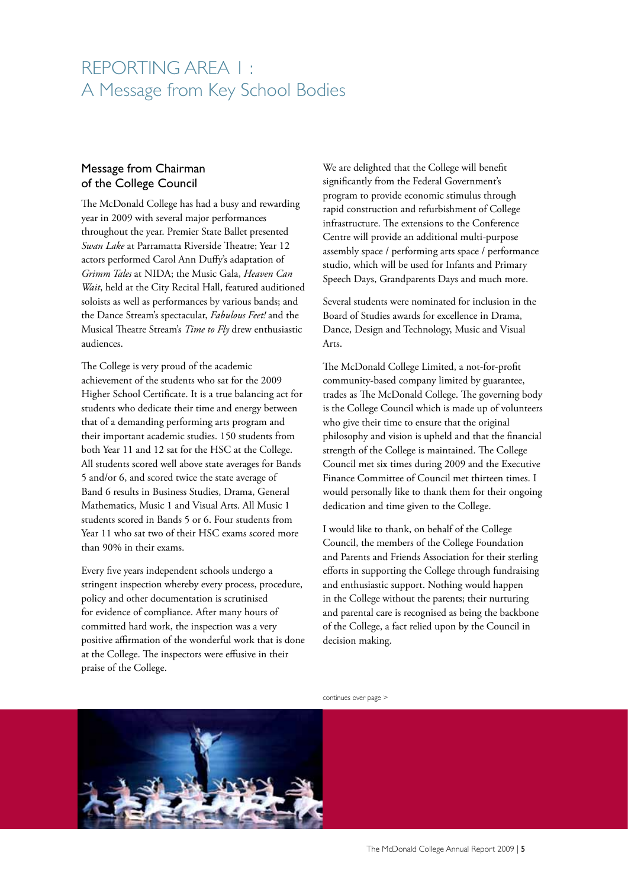# REPORTING AREA 1 : A Message from Key School Bodies

## Message from Chairman of the College Council

The McDonald College has had a busy and rewarding year in 2009 with several major performances throughout the year. Premier State Ballet presented *Swan Lake* at Parramatta Riverside Theatre; Year 12 actors performed Carol Ann Duffy's adaptation of *Grimm Tales* at NIDA; the Music Gala, *Heaven Can Wait*, held at the City Recital Hall, featured auditioned soloists as well as performances by various bands; and the Dance Stream's spectacular, *Fabulous Feet!* and the Musical Theatre Stream's *Time to Fly* drew enthusiastic audiences.

The College is very proud of the academic achievement of the students who sat for the 2009 Higher School Certificate. It is a true balancing act for students who dedicate their time and energy between that of a demanding performing arts program and their important academic studies. 150 students from both Year 11 and 12 sat for the HSC at the College. All students scored well above state averages for Bands 5 and/or 6, and scored twice the state average of Band 6 results in Business Studies, Drama, General Mathematics, Music 1 and Visual Arts. All Music 1 students scored in Bands 5 or 6. Four students from Year 11 who sat two of their HSC exams scored more than 90% in their exams.

Every five years independent schools undergo a stringent inspection whereby every process, procedure, policy and other documentation is scrutinised for evidence of compliance. After many hours of committed hard work, the inspection was a very positive affirmation of the wonderful work that is done at the College. The inspectors were effusive in their praise of the College.

We are delighted that the College will benefit significantly from the Federal Government's program to provide economic stimulus through rapid construction and refurbishment of College infrastructure. The extensions to the Conference Centre will provide an additional multi-purpose assembly space / performing arts space / performance studio, which will be used for Infants and Primary Speech Days, Grandparents Days and much more.

Several students were nominated for inclusion in the Board of Studies awards for excellence in Drama, Dance, Design and Technology, Music and Visual Arts.

The McDonald College Limited, a not-for-profit community-based company limited by guarantee, trades as The McDonald College. The governing body is the College Council which is made up of volunteers who give their time to ensure that the original philosophy and vision is upheld and that the financial strength of the College is maintained. The College Council met six times during 2009 and the Executive Finance Committee of Council met thirteen times. I would personally like to thank them for their ongoing dedication and time given to the College.

I would like to thank, on behalf of the College Council, the members of the College Foundation and Parents and Friends Association for their sterling efforts in supporting the College through fundraising and enthusiastic support. Nothing would happen in the College without the parents; their nurturing and parental care is recognised as being the backbone of the College, a fact relied upon by the Council in decision making.

continues over page >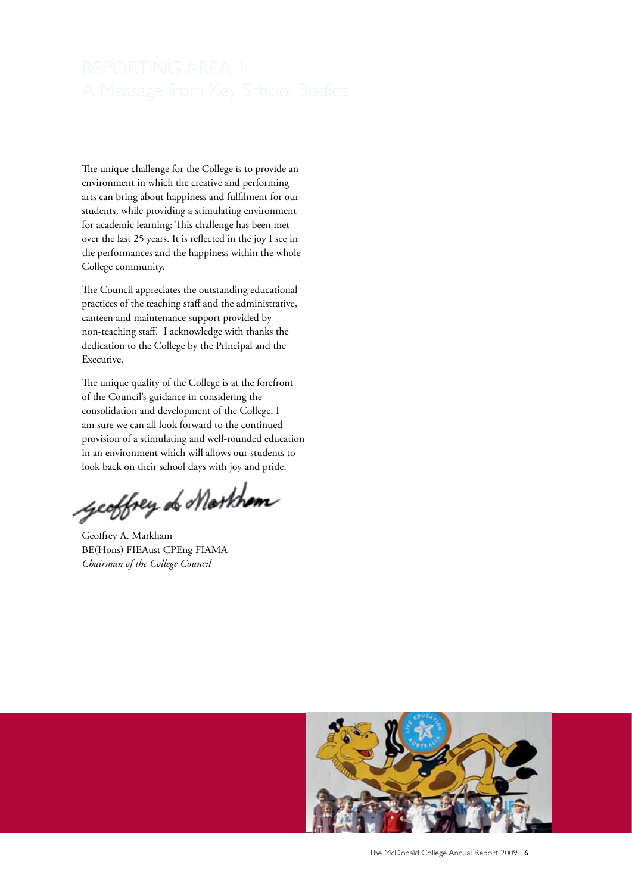# REPORTING AREA 1 : A Message from Key School Bodies

The unique challenge for the College is to provide an environment in which the creative and performing arts can bring about happiness and fulfilment for our students, while providing a stimulating environment for academic learning: This challenge has been met over the last 25 years. It is reflected in the joy I see in the performances and the happiness within the whole College community.

The Council appreciates the outstanding educational practices of the teaching staff and the administrative, canteen and maintenance support provided by non-teaching staff. I acknowledge with thanks the dedication to the College by the Principal and the Executive.

The unique quality of the College is at the forefront of the Council's guidance in considering the consolidation and development of the College. I am sure we can all look forward to the continued provision of a stimulating and well-rounded education in an environment which will allows our students to look back on their school days with joy and pride.

Geoffrey A. Markham
BE(Hons) FIEAust CPEng FIAMA
*Chairman of the College Council*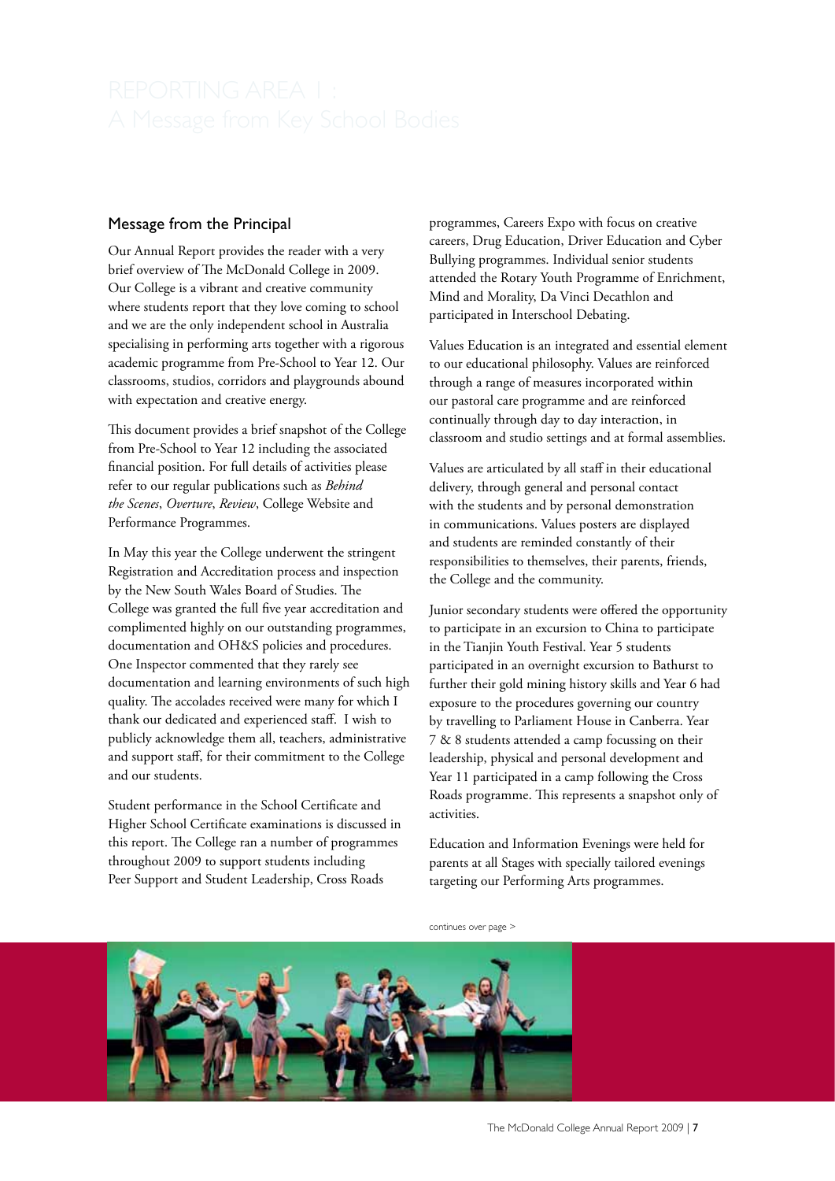# REPORTING AREA 1 : A Message from Key School Bodies

## Message from the Principal

Our Annual Report provides the reader with a very brief overview of The McDonald College in 2009. Our College is a vibrant and creative community where students report that they love coming to school and we are the only independent school in Australia specialising in performing arts together with a rigorous academic programme from Pre-School to Year 12. Our classrooms, studios, corridors and playgrounds abound with expectation and creative energy.

This document provides a brief snapshot of the College from Pre-School to Year 12 including the associated financial position. For full details of activities please refer to our regular publications such as *Behind the Scenes*, *Overture*, *Review*, College Website and Performance Programmes.

In May this year the College underwent the stringent Registration and Accreditation process and inspection by the New South Wales Board of Studies. The College was granted the full five year accreditation and complimented highly on our outstanding programmes, documentation and OH&S policies and procedures. One Inspector commented that they rarely see documentation and learning environments of such high quality. The accolades received were many for which I thank our dedicated and experienced staff. I wish to publicly acknowledge them all, teachers, administrative and support staff, for their commitment to the College and our students.

Student performance in the School Certificate and Higher School Certificate examinations is discussed in this report. The College ran a number of programmes throughout 2009 to support students including Peer Support and Student Leadership, Cross Roads programmes, Careers Expo with focus on creative careers, Drug Education, Driver Education and Cyber Bullying programmes. Individual senior students attended the Rotary Youth Programme of Enrichment, Mind and Morality, Da Vinci Decathlon and participated in Interschool Debating.

Values Education is an integrated and essential element to our educational philosophy. Values are reinforced through a range of measures incorporated within our pastoral care programme and are reinforced continually through day to day interaction, in classroom and studio settings and at formal assemblies.

Values are articulated by all staff in their educational delivery, through general and personal contact with the students and by personal demonstration in communications. Values posters are displayed and students are reminded constantly of their responsibilities to themselves, their parents, friends, the College and the community.

Junior secondary students were offered the opportunity to participate in an excursion to China to participate in the Tianjin Youth Festival. Year 5 students participated in an overnight excursion to Bathurst to further their gold mining history skills and Year 6 had exposure to the procedures governing our country by travelling to Parliament House in Canberra. Year 7 & 8 students attended a camp focussing on their leadership, physical and personal development and Year 11 participated in a camp following the Cross Roads programme. This represents a snapshot only of activities.

Education and Information Evenings were held for parents at all Stages with specially tailored evenings targeting our Performing Arts programmes.

continues over page >

The McDonald College Annual Report 2009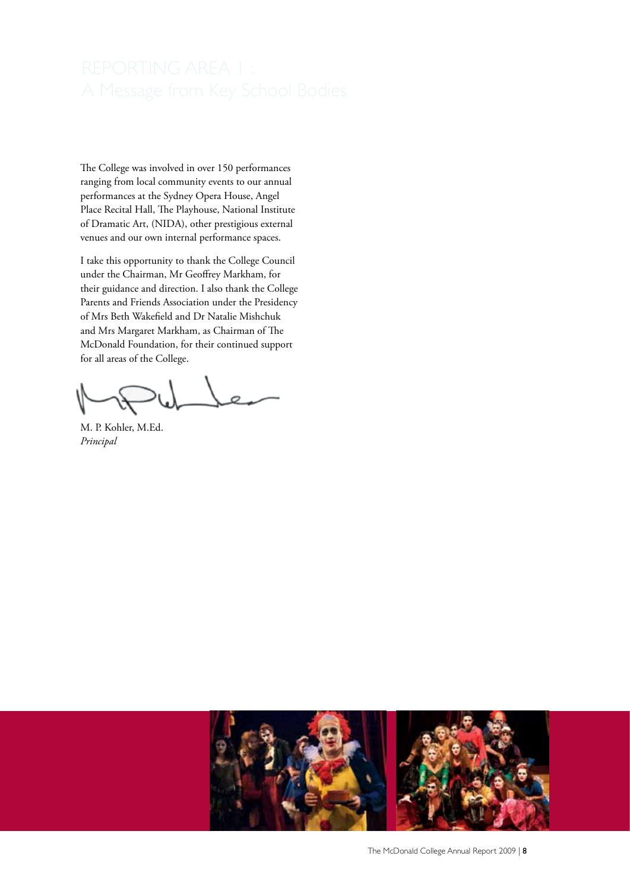# REPORTING AREA 1 :
# A Message from Key School Bodies

The College was involved in over 150 performances ranging from local community events to our annual performances at the Sydney Opera House, Angel Place Recital Hall, The Playhouse, National Institute of Dramatic Art, (NIDA), other prestigious external venues and our own internal performance spaces.

I take this opportunity to thank the College Council under the Chairman, Mr Geoffrey Markham, for their guidance and direction. I also thank the College Parents and Friends Association under the Presidency of Mrs Beth Wakefield and Dr Natalie Mishchuk and Mrs Margaret Markham, as Chairman of The McDonald Foundation, for their continued support for all areas of the College.

M. P. Kohler, M.Ed.
*Principal*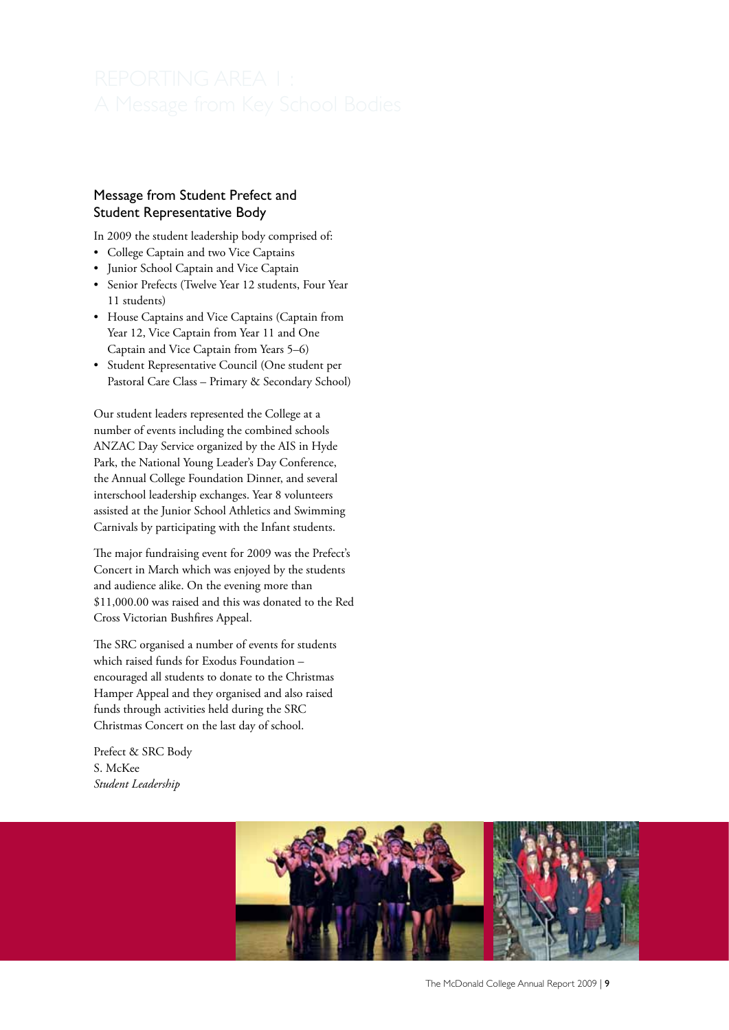# REPORTING AREA 1 : A Message from Key School Bodies

## Message from Student Prefect and Student Representative Body

In 2009 the student leadership body comprised of:

- College Captain and two Vice Captains
- Junior School Captain and Vice Captain
- Senior Prefects (Twelve Year 12 students, Four Year 11 students)
- House Captains and Vice Captains (Captain from Year 12, Vice Captain from Year 11 and One Captain and Vice Captain from Years 5–6)
- Student Representative Council (One student per Pastoral Care Class – Primary & Secondary School)

Our student leaders represented the College at a number of events including the combined schools ANZAC Day Service organized by the AIS in Hyde Park, the National Young Leader's Day Conference, the Annual College Foundation Dinner, and several interschool leadership exchanges. Year 8 volunteers assisted at the Junior School Athletics and Swimming Carnivals by participating with the Infant students.

The major fundraising event for 2009 was the Prefect's Concert in March which was enjoyed by the students and audience alike. On the evening more than $11,000.00 was raised and this was donated to the Red Cross Victorian Bushfires Appeal.

The SRC organised a number of events for students which raised funds for Exodus Foundation – encouraged all students to donate to the Christmas Hamper Appeal and they organised and also raised funds through activities held during the SRC Christmas Concert on the last day of school.

Prefect & SRC Body  
S. McKee  
*Student Leadership*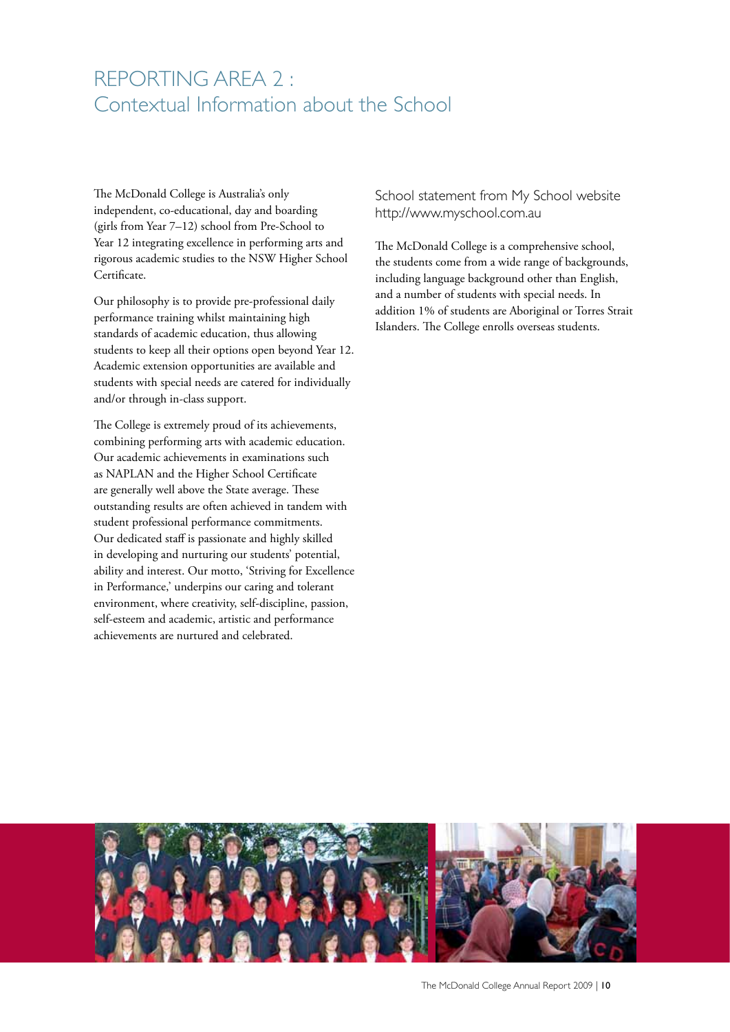# REPORTING AREA 2 : Contextual Information about the School

The McDonald College is Australia's only independent, co-educational, day and boarding (girls from Year 7–12) school from Pre-School to Year 12 integrating excellence in performing arts and rigorous academic studies to the NSW Higher School Certificate.

Our philosophy is to provide pre-professional daily performance training whilst maintaining high standards of academic education, thus allowing students to keep all their options open beyond Year 12. Academic extension opportunities are available and students with special needs are catered for individually and/or through in-class support.

The College is extremely proud of its achievements, combining performing arts with academic education. Our academic achievements in examinations such as NAPLAN and the Higher School Certificate are generally well above the State average. These outstanding results are often achieved in tandem with student professional performance commitments. Our dedicated staff is passionate and highly skilled in developing and nurturing our students' potential, ability and interest. Our motto, 'Striving for Excellence in Performance,' underpins our caring and tolerant environment, where creativity, self-discipline, passion, self-esteem and academic, artistic and performance achievements are nurtured and celebrated.

## School statement from My School website http://www.myschool.com.au

The McDonald College is a comprehensive school, the students come from a wide range of backgrounds, including language background other than English, and a number of students with special needs. In addition 1% of students are Aboriginal or Torres Strait Islanders. The College enrolls overseas students.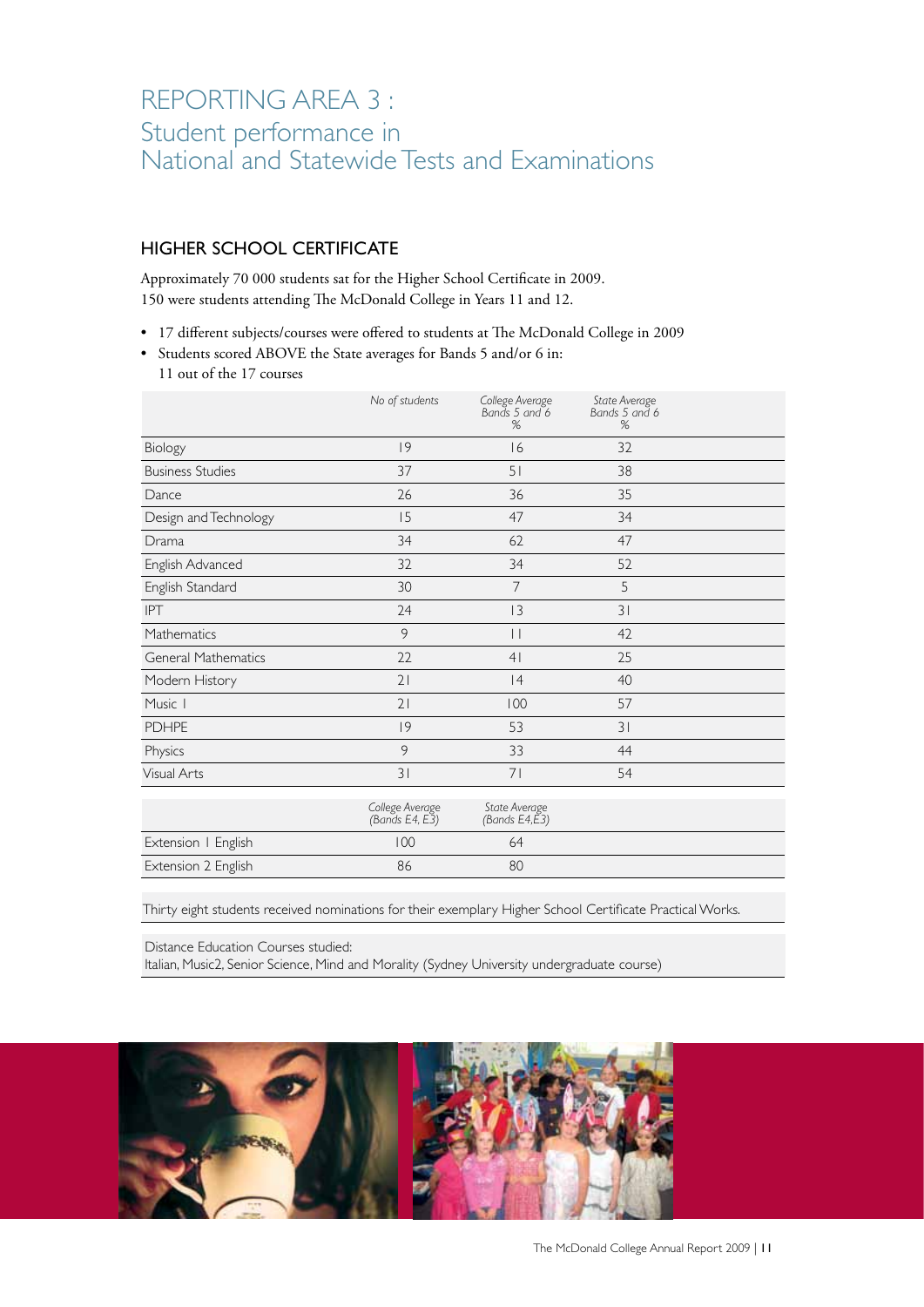# REPORTING AREA 3 : Student performance in National and Statewide Tests and Examinations

## HIGHER SCHOOL CERTIFICATE

Approximately 70 000 students sat for the Higher School Certificate in 2009.
150 were students attending The McDonald College in Years 11 and 12.

- 17 different subjects/courses were offered to students at The McDonald College in 2009
- Students scored ABOVE the State averages for Bands 5 and/or 6 in: 11 out of the 17 courses

| | *No of students* | *College Average Bands 5 and 6 %* | *State Average Bands 5 and 6 %* |
|---|---|---|---|
| Biology | 19 | 16 | 32 |
| Business Studies | 37 | 51 | 38 |
| Dance | 26 | 36 | 35 |
| Design and Technology | 15 | 47 | 34 |
| Drama | 34 | 62 | 47 |
| English Advanced | 32 | 34 | 52 |
| English Standard | 30 | 7 | 5 |
| IPT | 24 | 13 | 31 |
| Mathematics | 9 | 11 | 42 |
| General Mathematics | 22 | 41 | 25 |
| Modern History | 21 | 14 | 40 |
| Music 1 | 21 | 100 | 57 |
| PDHPE | 19 | 53 | 31 |
| Physics | 9 | 33 | 44 |
| Visual Arts | 31 | 71 | 54 |

| | *College Average (Bands E4, E3)* | *State Average (Bands E4,E3)* |
|---|---|---|
| Extension 1 English | 100 | 64 |
| Extension 2 English | 86 | 80 |

Thirty eight students received nominations for their exemplary Higher School Certificate Practical Works.

Distance Education Courses studied:
Italian, Music2, Senior Science, Mind and Morality (Sydney University undergraduate course)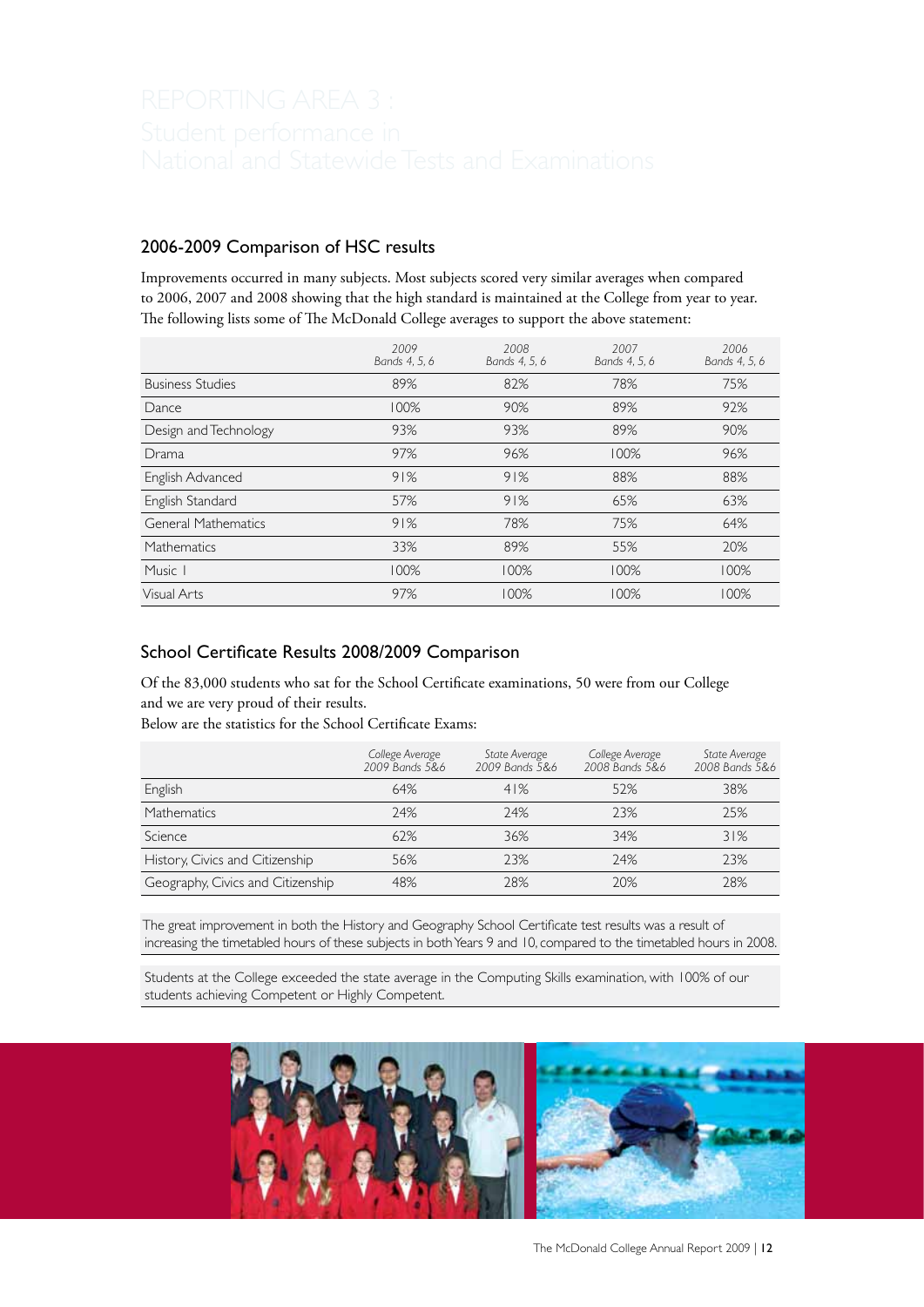# REPORTING AREA 3 :
Student performance in National and Statewide Tests and Examinations

## 2006-2009 Comparison of HSC results

Improvements occurred in many subjects. Most subjects scored very similar averages when compared to 2006, 2007 and 2008 showing that the high standard is maintained at the College from year to year. The following lists some of The McDonald College averages to support the above statement:

| | *2009 Bands 4, 5, 6* | *2008 Bands 4, 5, 6* | *2007 Bands 4, 5, 6* | *2006 Bands 4, 5, 6* |
|---|---|---|---|---|
| Business Studies | 89% | 82% | 78% | 75% |
| Dance | 100% | 90% | 89% | 92% |
| Design and Technology | 93% | 93% | 89% | 90% |
| Drama | 97% | 96% | 100% | 96% |
| English Advanced | 91% | 91% | 88% | 88% |
| English Standard | 57% | 91% | 65% | 63% |
| General Mathematics | 91% | 78% | 75% | 64% |
| Mathematics | 33% | 89% | 55% | 20% |
| Music 1 | 100% | 100% | 100% | 100% |
| Visual Arts | 97% | 100% | 100% | 100% |

## School Certificate Results 2008/2009 Comparison

Of the 83,000 students who sat for the School Certificate examinations, 50 were from our College and we are very proud of their results.
Below are the statistics for the School Certificate Exams:

| | *College Average 2009 Bands 5&6* | *State Average 2009 Bands 5&6* | *College Average 2008 Bands 5&6* | *State Average 2008 Bands 5&6* |
|---|---|---|---|---|
| English | 64% | 41% | 52% | 38% |
| Mathematics | 24% | 24% | 23% | 25% |
| Science | 62% | 36% | 34% | 31% |
| History, Civics and Citizenship | 56% | 23% | 24% | 23% |
| Geography, Civics and Citizenship | 48% | 28% | 20% | 28% |

The great improvement in both the History and Geography School Certificate test results was a result of increasing the timetabled hours of these subjects in both Years 9 and 10, compared to the timetabled hours in 2008.

Students at the College exceeded the state average in the Computing Skills examination, with 100% of our students achieving Competent or Highly Competent.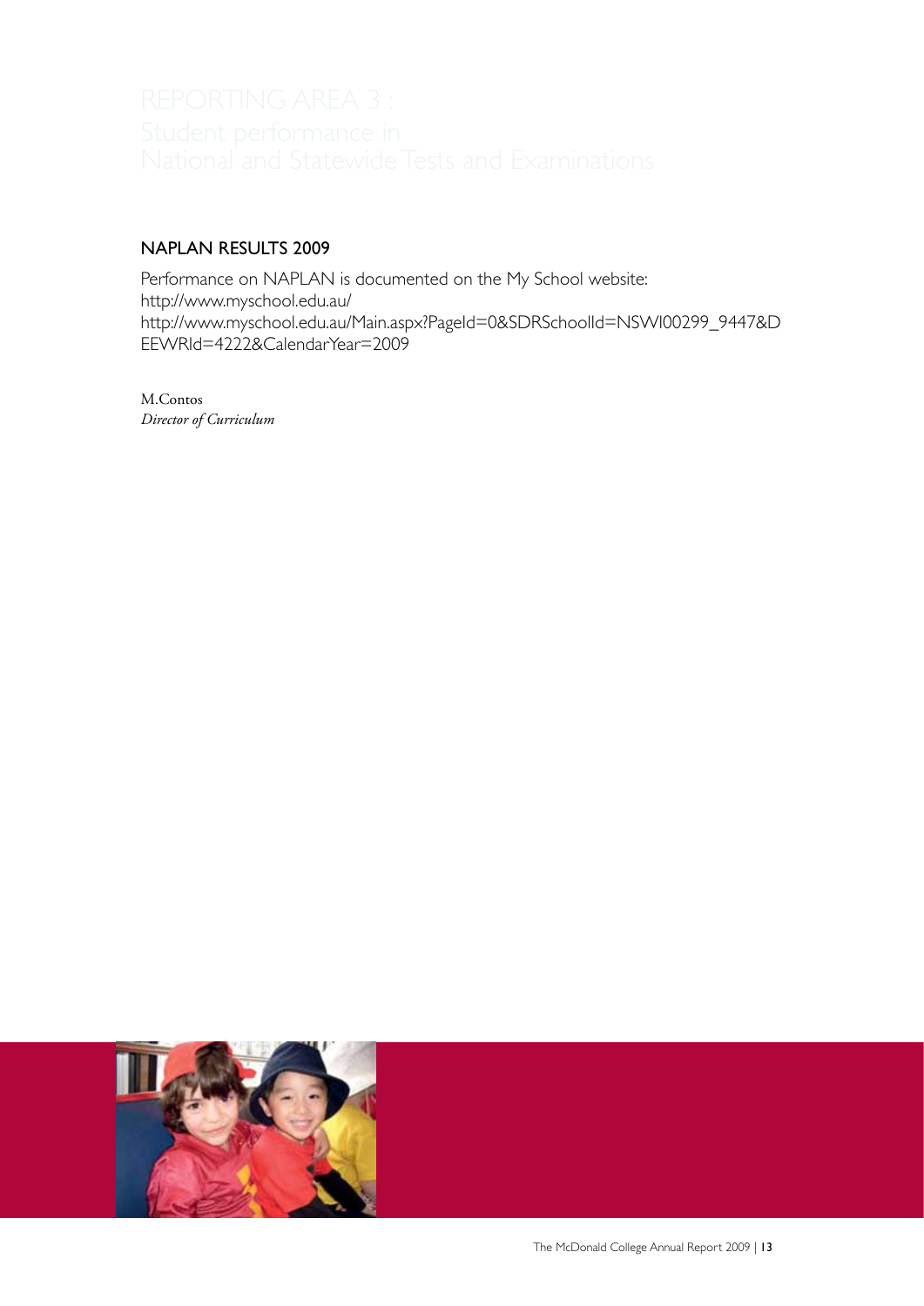# REPORTING AREA 3 : Student performance in National and Statewide Tests and Examinations

## NAPLAN RESULTS 2009

Performance on NAPLAN is documented on the My School website:
http://www.myschool.edu.au/
http://www.myschool.edu.au/Main.aspx?PageId=0&SDRSchoolId=NSWI00299_9447&DEEWRId=4222&CalendarYear=2009

M.Contos
*Director of Curriculum*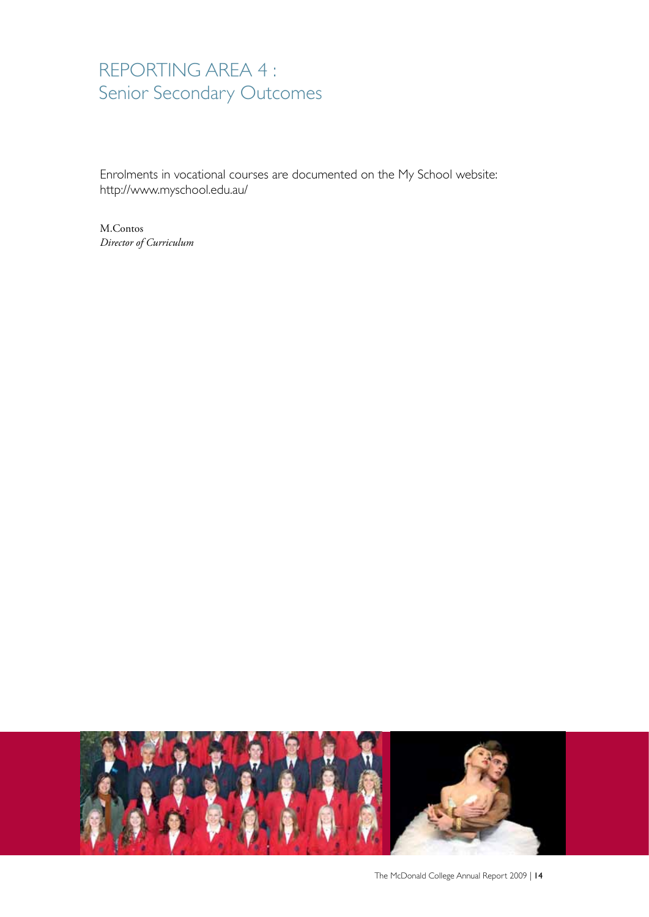# REPORTING AREA 4 :
## Senior Secondary Outcomes

Enrolments in vocational courses are documented on the My School website: http://www.myschool.edu.au/

M.Contos
*Director of Curriculum*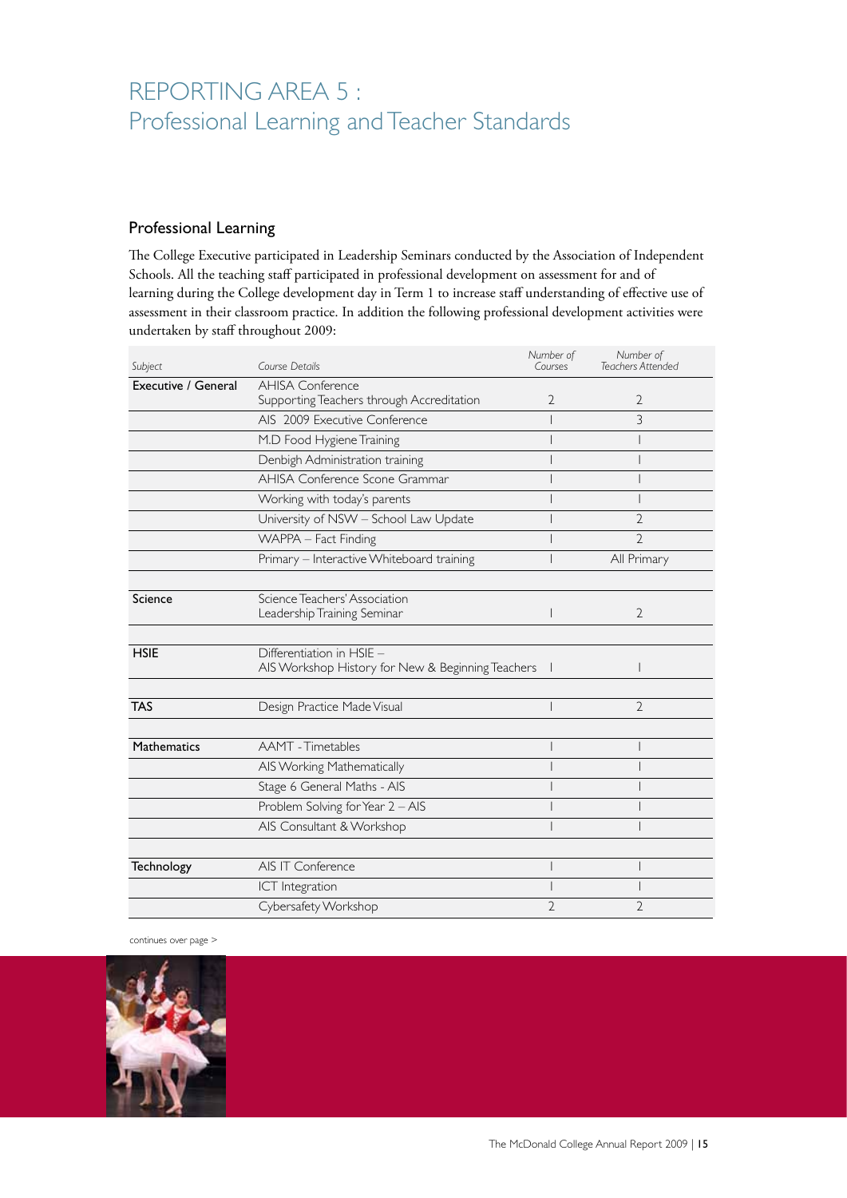# REPORTING AREA 5 : Professional Learning and Teacher Standards

## Professional Learning

The College Executive participated in Leadership Seminars conducted by the Association of Independent Schools. All the teaching staff participated in professional development on assessment for and of learning during the College development day in Term 1 to increase staff understanding of effective use of assessment in their classroom practice. In addition the following professional development activities were undertaken by staff throughout 2009:

| *Subject* | *Course Details* | *Number of Courses* | *Number of Teachers Attended* |
|---|---|---|---|
| **Executive / General** | AHISA Conference Supporting Teachers through Accreditation | 2 | 2 |
| | AIS 2009 Executive Conference | 1 | 3 |
| | M.D Food Hygiene Training | 1 | 1 |
| | Denbigh Administration training | 1 | 1 |
| | AHISA Conference Scone Grammar | 1 | 1 |
| | Working with today's parents | 1 | 1 |
| | University of NSW – School Law Update | 1 | 2 |
| | WAPPA – Fact Finding | 1 | 2 |
| | Primary – Interactive Whiteboard training | 1 | All Primary |
| | | | |
| **Science** | Science Teachers' Association Leadership Training Seminar | 1 | 2 |
| | | | |
| **HSIE** | Differentiation in HSIE – AIS Workshop History for New & Beginning Teachers | 1 | 1 |
| | | | |
| **TAS** | Design Practice Made Visual | 1 | 2 |
| | | | |
| **Mathematics** | AAMT - Timetables | 1 | 1 |
| | AIS Working Mathematically | 1 | 1 |
| | Stage 6 General Maths - AIS | 1 | 1 |
| | Problem Solving for Year 2 – AIS | 1 | 1 |
| | AIS Consultant & Workshop | 1 | 1 |
| | | | |
| **Technology** | AIS IT Conference | 1 | 1 |
| | ICT Integration | 1 | 1 |
| | Cybersafety Workshop | 2 | 2 |

continues over page >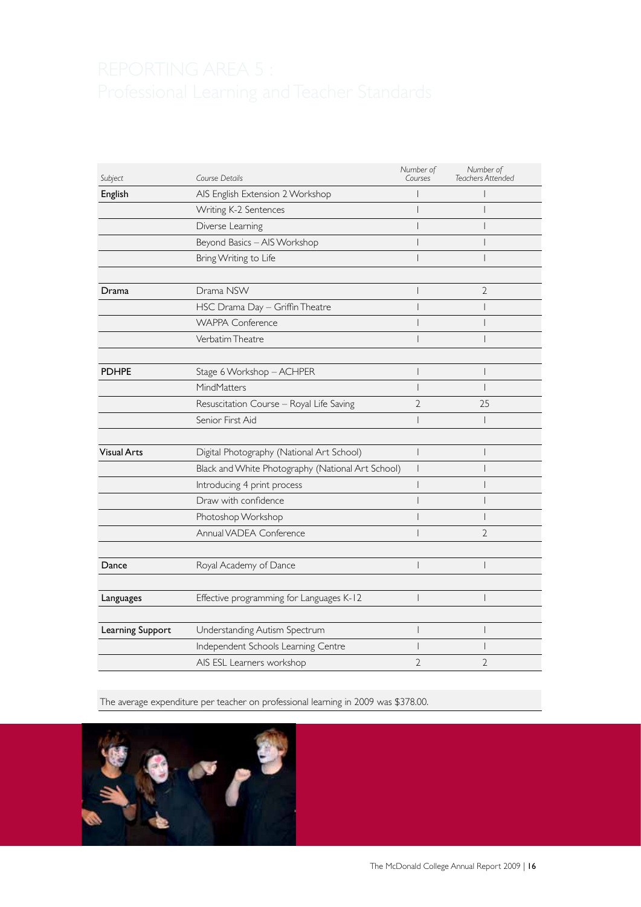# REPORTING AREA 5 : Professional Learning and Teacher Standards

| *Subject* | *Course Details* | *Number of Courses* | *Number of Teachers Attended* |
|---|---|---|---|
| **English** | AIS English Extension 2 Workshop | 1 | 1 |
| | Writing K-2 Sentences | 1 | 1 |
| | Diverse Learning | 1 | 1 |
| | Beyond Basics – AIS Workshop | 1 | 1 |
| | Bring Writing to Life | 1 | 1 |
| | | | |
| **Drama** | Drama NSW | 1 | 2 |
| | HSC Drama Day – Griffin Theatre | 1 | 1 |
| | WAPPA Conference | 1 | 1 |
| | Verbatim Theatre | 1 | 1 |
| | | | |
| **PDHPE** | Stage 6 Workshop – ACHPER | 1 | 1 |
| | MindMatters | 1 | 1 |
| | Resuscitation Course – Royal Life Saving | 2 | 25 |
| | Senior First Aid | 1 | 1 |
| | | | |
| **Visual Arts** | Digital Photography (National Art School) | 1 | 1 |
| | Black and White Photography (National Art School) | 1 | 1 |
| | Introducing 4 print process | 1 | 1 |
| | Draw with confidence | 1 | 1 |
| | Photoshop Workshop | 1 | 1 |
| | Annual VADEA Conference | 1 | 2 |
| | | | |
| **Dance** | Royal Academy of Dance | 1 | 1 |
| | | | |
| **Languages** | Effective programming for Languages K-12 | 1 | 1 |
| | | | |
| **Learning Support** | Understanding Autism Spectrum | 1 | 1 |
| | Independent Schools Learning Centre | 1 | 1 |
| | AIS ESL Learners workshop | 2 | 2 |

The average expenditure per teacher on professional learning in 2009 was $378.00.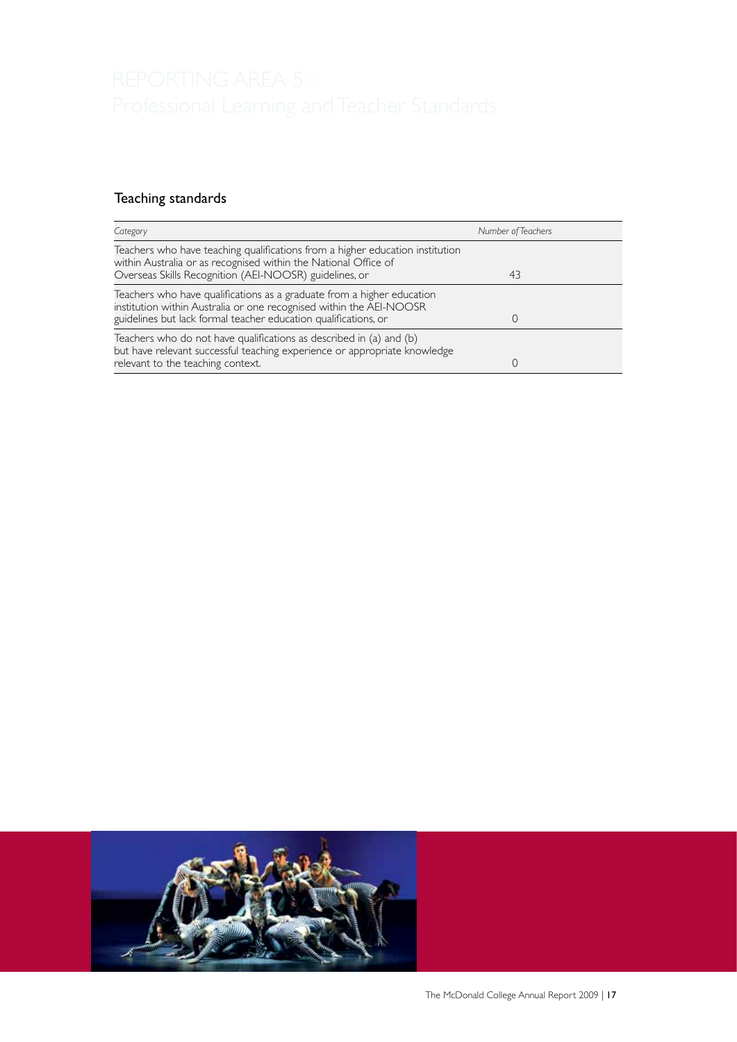# REPORTING AREA 5 : Professional Learning and Teacher Standards

## Teaching standards

| *Category* | *Number of Teachers* |
| --- | --- |
| Teachers who have teaching qualifications from a higher education institution within Australia or as recognised within the National Office of Overseas Skills Recognition (AEI-NOOSR) guidelines, or | 43 |
| Teachers who have qualifications as a graduate from a higher education institution within Australia or one recognised within the AEI-NOOSR guidelines but lack formal teacher education qualifications, or | 0 |
| Teachers who do not have qualifications as described in (a) and (b) but have relevant successful teaching experience or appropriate knowledge relevant to the teaching context. | 0 |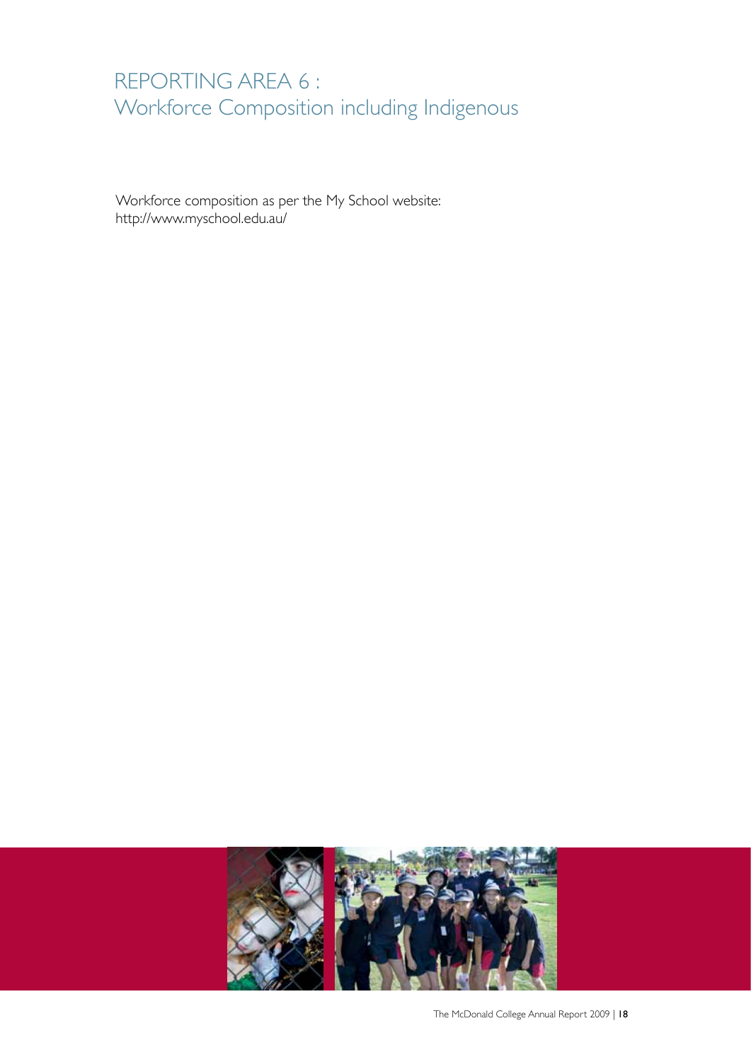# REPORTING AREA 6 : Workforce Composition including Indigenous

Workforce composition as per the My School website:
http://www.myschool.edu.au/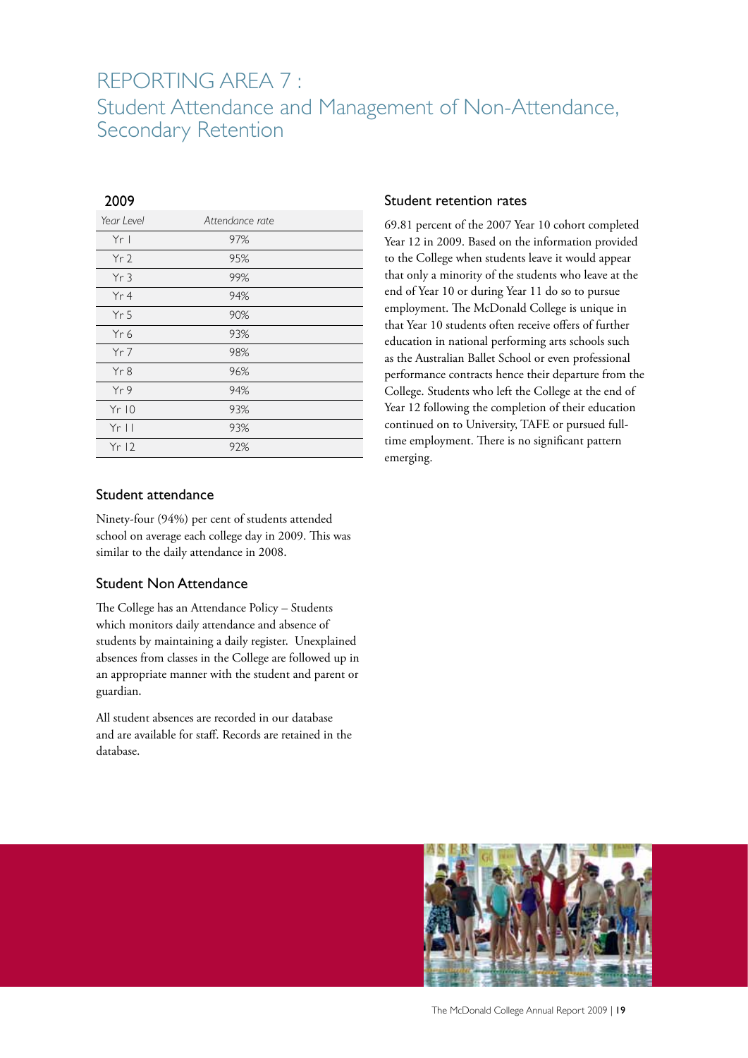# REPORTING AREA 7 :
## Student Attendance and Management of Non-Attendance, Secondary Retention

### 2009

| *Year Level* | *Attendance rate* |
|---|---|
| Yr 1 | 97% |
| Yr 2 | 95% |
| Yr 3 | 99% |
| Yr 4 | 94% |
| Yr 5 | 90% |
| Yr 6 | 93% |
| Yr 7 | 98% |
| Yr 8 | 96% |
| Yr 9 | 94% |
| Yr 10 | 93% |
| Yr 11 | 93% |
| Yr 12 | 92% |

### Student attendance

Ninety-four (94%) per cent of students attended school on average each college day in 2009. This was similar to the daily attendance in 2008.

### Student Non Attendance

The College has an Attendance Policy – Students which monitors daily attendance and absence of students by maintaining a daily register. Unexplained absences from classes in the College are followed up in an appropriate manner with the student and parent or guardian.

All student absences are recorded in our database and are available for staff. Records are retained in the database.

### Student retention rates

69.81 percent of the 2007 Year 10 cohort completed Year 12 in 2009. Based on the information provided to the College when students leave it would appear that only a minority of the students who leave at the end of Year 10 or during Year 11 do so to pursue employment. The McDonald College is unique in that Year 10 students often receive offers of further education in national performing arts schools such as the Australian Ballet School or even professional performance contracts hence their departure from the College. Students who left the College at the end of Year 12 following the completion of their education continued on to University, TAFE or pursued full-time employment. There is no significant pattern emerging.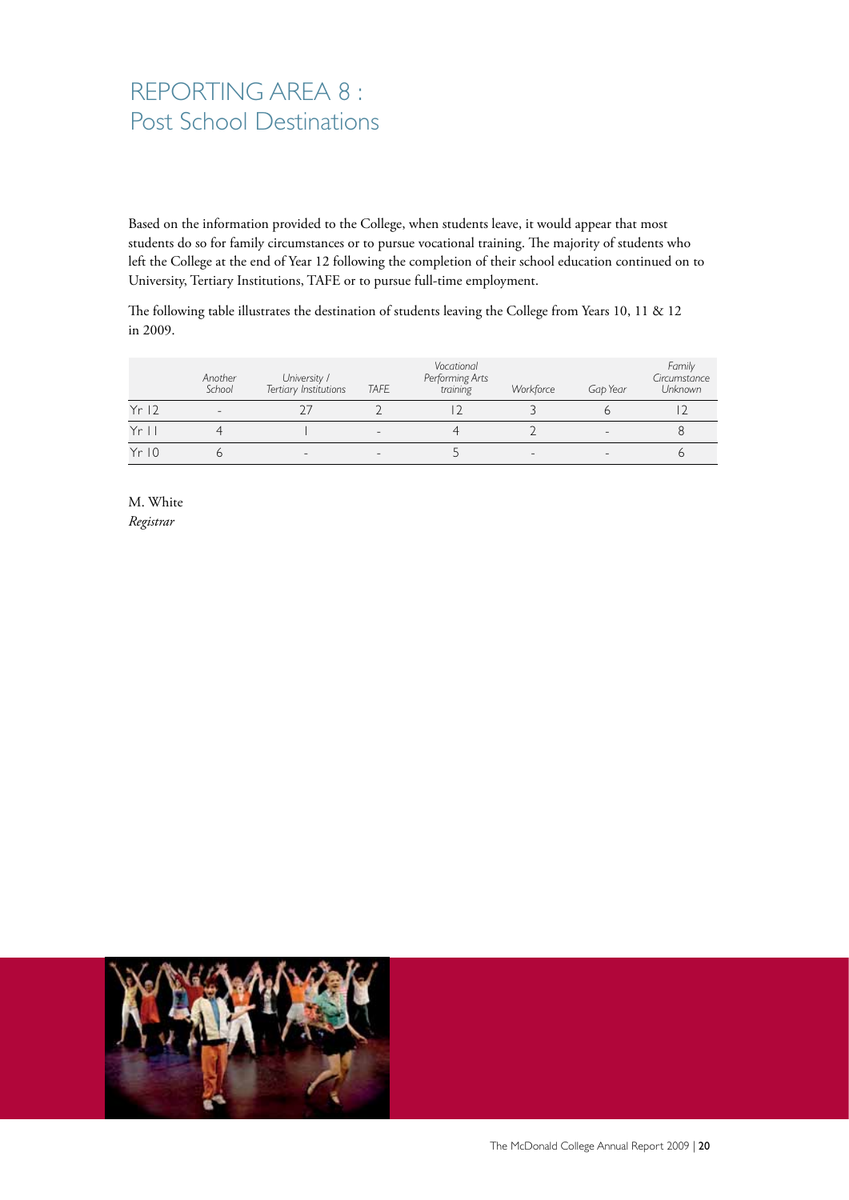# REPORTING AREA 8 : Post School Destinations

Based on the information provided to the College, when students leave, it would appear that most students do so for family circumstances or to pursue vocational training. The majority of students who left the College at the end of Year 12 following the completion of their school education continued on to University, Tertiary Institutions, TAFE or to pursue full-time employment.

The following table illustrates the destination of students leaving the College from Years 10, 11 & 12 in 2009.

| | *Another School* | *University / Tertiary Institutions* | *TAFE* | *Vocational Performing Arts training* | *Workforce* | *Gap Year* | *Family Circumstance Unknown* |
|---|---|---|---|---|---|---|---|
| Yr 12 | - | 27 | 2 | 12 | 3 | 6 | 12 |
| Yr 11 | 4 | 1 | - | 4 | 2 | - | 8 |
| Yr 10 | 6 | - | - | 5 | - | - | 6 |

M. White
*Registrar*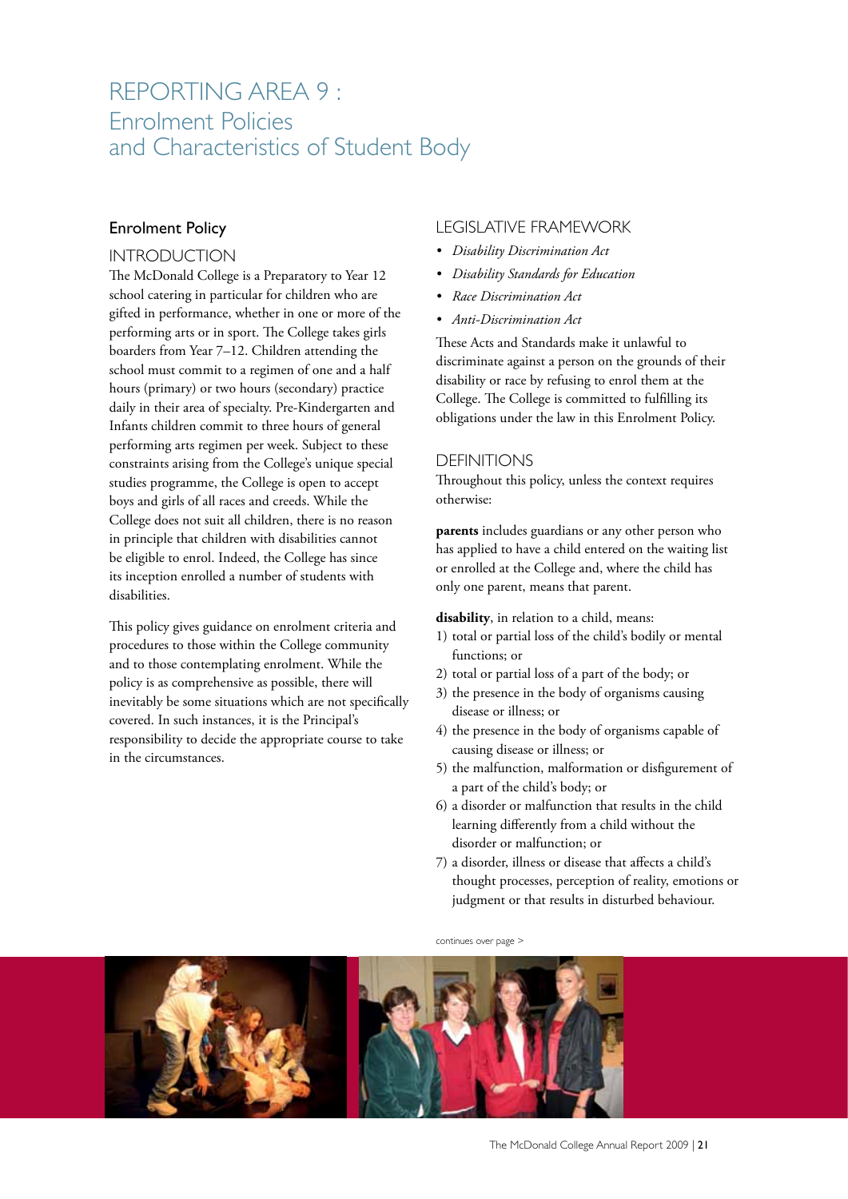# REPORTING AREA 9 : Enrolment Policies and Characteristics of Student Body

## Enrolment Policy

### INTRODUCTION

The McDonald College is a Preparatory to Year 12 school catering in particular for children who are gifted in performance, whether in one or more of the performing arts or in sport. The College takes girls boarders from Year 7–12. Children attending the school must commit to a regimen of one and a half hours (primary) or two hours (secondary) practice daily in their area of specialty. Pre-Kindergarten and Infants children commit to three hours of general performing arts regimen per week. Subject to these constraints arising from the College's unique special studies programme, the College is open to accept boys and girls of all races and creeds. While the College does not suit all children, there is no reason in principle that children with disabilities cannot be eligible to enrol. Indeed, the College has since its inception enrolled a number of students with disabilities.

This policy gives guidance on enrolment criteria and procedures to those within the College community and to those contemplating enrolment. While the policy is as comprehensive as possible, there will inevitably be some situations which are not specifically covered. In such instances, it is the Principal's responsibility to decide the appropriate course to take in the circumstances.

### LEGISLATIVE FRAMEWORK

- *Disability Discrimination Act*
- *Disability Standards for Education*
- *Race Discrimination Act*
- *Anti-Discrimination Act*

These Acts and Standards make it unlawful to discriminate against a person on the grounds of their disability or race by refusing to enrol them at the College. The College is committed to fulfilling its obligations under the law in this Enrolment Policy.

### DEFINITIONS

Throughout this policy, unless the context requires otherwise:

**parents** includes guardians or any other person who has applied to have a child entered on the waiting list or enrolled at the College and, where the child has only one parent, means that parent.

**disability**, in relation to a child, means:

1) total or partial loss of the child's bodily or mental functions; or
2) total or partial loss of a part of the body; or
3) the presence in the body of organisms causing disease or illness; or
4) the presence in the body of organisms capable of causing disease or illness; or
5) the malfunction, malformation or disfigurement of a part of the child's body; or
6) a disorder or malfunction that results in the child learning differently from a child without the disorder or malfunction; or
7) a disorder, illness or disease that affects a child's thought processes, perception of reality, emotions or judgment or that results in disturbed behaviour.

continues over page >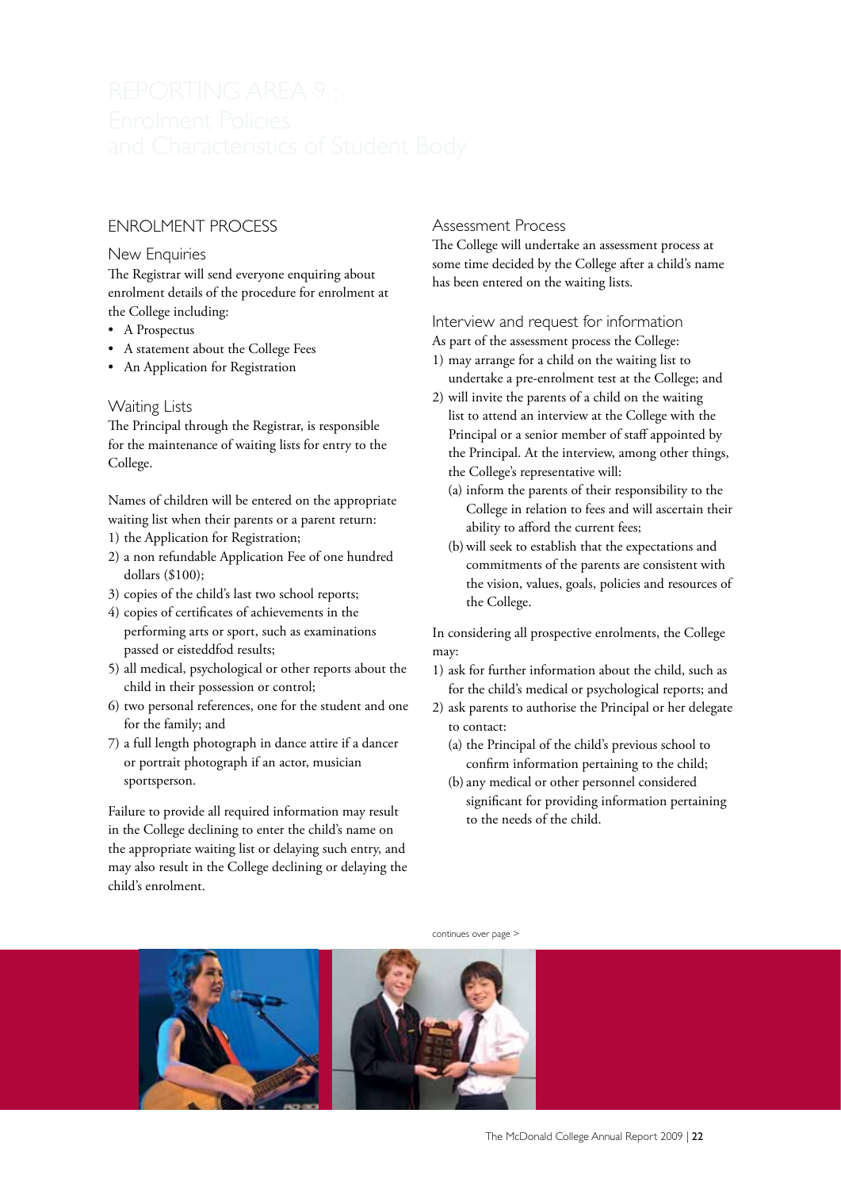# REPORTING AREA 9 : Enrolment Policies and Characteristics of Student Body

## ENROLMENT PROCESS

### New Enquiries

The Registrar will send everyone enquiring about enrolment details of the procedure for enrolment at the College including:

- A Prospectus
- A statement about the College Fees
- An Application for Registration

### Waiting Lists

The Principal through the Registrar, is responsible for the maintenance of waiting lists for entry to the College.

Names of children will be entered on the appropriate waiting list when their parents or a parent return:

1) the Application for Registration;
2) a non refundable Application Fee of one hundred dollars ($100);
3) copies of the child's last two school reports;
4) copies of certificates of achievements in the performing arts or sport, such as examinations passed or eisteddfod results;
5) all medical, psychological or other reports about the child in their possession or control;
6) two personal references, one for the student and one for the family; and
7) a full length photograph in dance attire if a dancer or portrait photograph if an actor, musician sportsperson.

Failure to provide all required information may result in the College declining to enter the child's name on the appropriate waiting list or delaying such entry, and may also result in the College declining or delaying the child's enrolment.

### Assessment Process

The College will undertake an assessment process at some time decided by the College after a child's name has been entered on the waiting lists.

### Interview and request for information

As part of the assessment process the College:

1) may arrange for a child on the waiting list to undertake a pre-enrolment test at the College; and
2) will invite the parents of a child on the waiting list to attend an interview at the College with the Principal or a senior member of staff appointed by the Principal. At the interview, among other things, the College's representative will:
   (a) inform the parents of their responsibility to the College in relation to fees and will ascertain their ability to afford the current fees;
   (b) will seek to establish that the expectations and commitments of the parents are consistent with the vision, values, goals, policies and resources of the College.

In considering all prospective enrolments, the College may:

1) ask for further information about the child, such as for the child's medical or psychological reports; and
2) ask parents to authorise the Principal or her delegate to contact:
   (a) the Principal of the child's previous school to confirm information pertaining to the child;
   (b) any medical or other personnel considered significant for providing information pertaining to the needs of the child.

continues over page >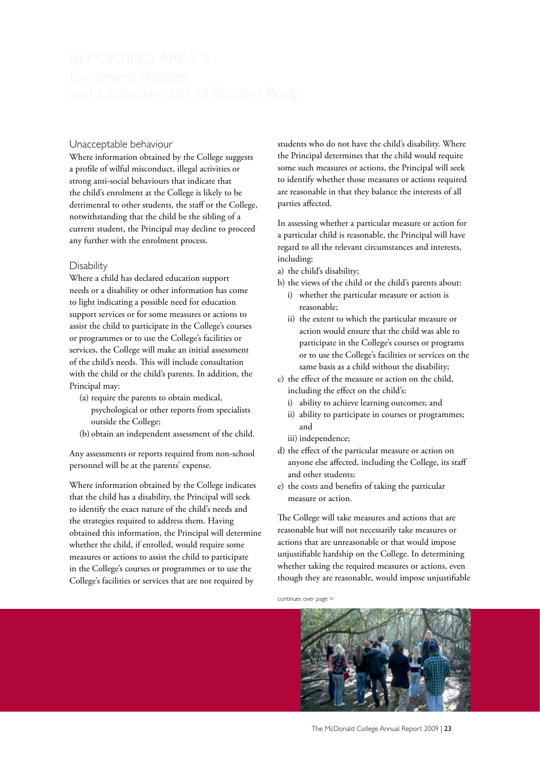# REPORTING AREA 9 : Enrolment Policies and Characteristics of Student Body

## Unacceptable behaviour

Where information obtained by the College suggests a profile of wilful misconduct, illegal activities or strong anti-social behaviours that indicate that the child's enrolment at the College is likely to be detrimental to other students, the staff or the College, notwithstanding that the child be the sibling of a current student, the Principal may decline to proceed any further with the enrolment process.

## Disability

Where a child has declared education support needs or a disability or other information has come to light indicating a possible need for education support services or for some measures or actions to assist the child to participate in the College's courses or programmes or to use the College's facilities or services, the College will make an initial assessment of the child's needs. This will include consultation with the child or the child's parents. In addition, the Principal may:

(a) require the parents to obtain medical, psychological or other reports from specialists outside the College;

(b) obtain an independent assessment of the child.

Any assessments or reports required from non-school personnel will be at the parents' expense.

Where information obtained by the College indicates that the child has a disability, the Principal will seek to identify the exact nature of the child's needs and the strategies required to address them. Having obtained this information, the Principal will determine whether the child, if enrolled, would require some measures or actions to assist the child to participate in the College's courses or programmes or to use the College's facilities or services that are not required by students who do not have the child's disability. Where the Principal determines that the child would require some such measures or actions, the Principal will seek to identify whether those measures or actions required are reasonable in that they balance the interests of all parties affected.

In assessing whether a particular measure or action for a particular child is reasonable, the Principal will have regard to all the relevant circumstances and interests, including:

a) the child's disability;
b) the views of the child or the child's parents about:
   i) whether the particular measure or action is reasonable;
   ii) the extent to which the particular measure or action would ensure that the child was able to participate in the College's courses or programs or to use the College's facilities or services on the same basis as a child without the disability;
c) the effect of the measure or action on the child, including the effect on the child's:
   i) ability to achieve learning outcomes; and
   ii) ability to participate in courses or programmes; and
   iii) independence;
d) the effect of the particular measure or action on anyone else affected, including the College, its staff and other students;
e) the costs and benefits of taking the particular measure or action.

The College will take measures and actions that are reasonable but will not necessarily take measures or actions that are unreasonable or that would impose unjustifiable hardship on the College. In determining whether taking the required measures or actions, even though they are reasonable, would impose unjustifiable

continues over page >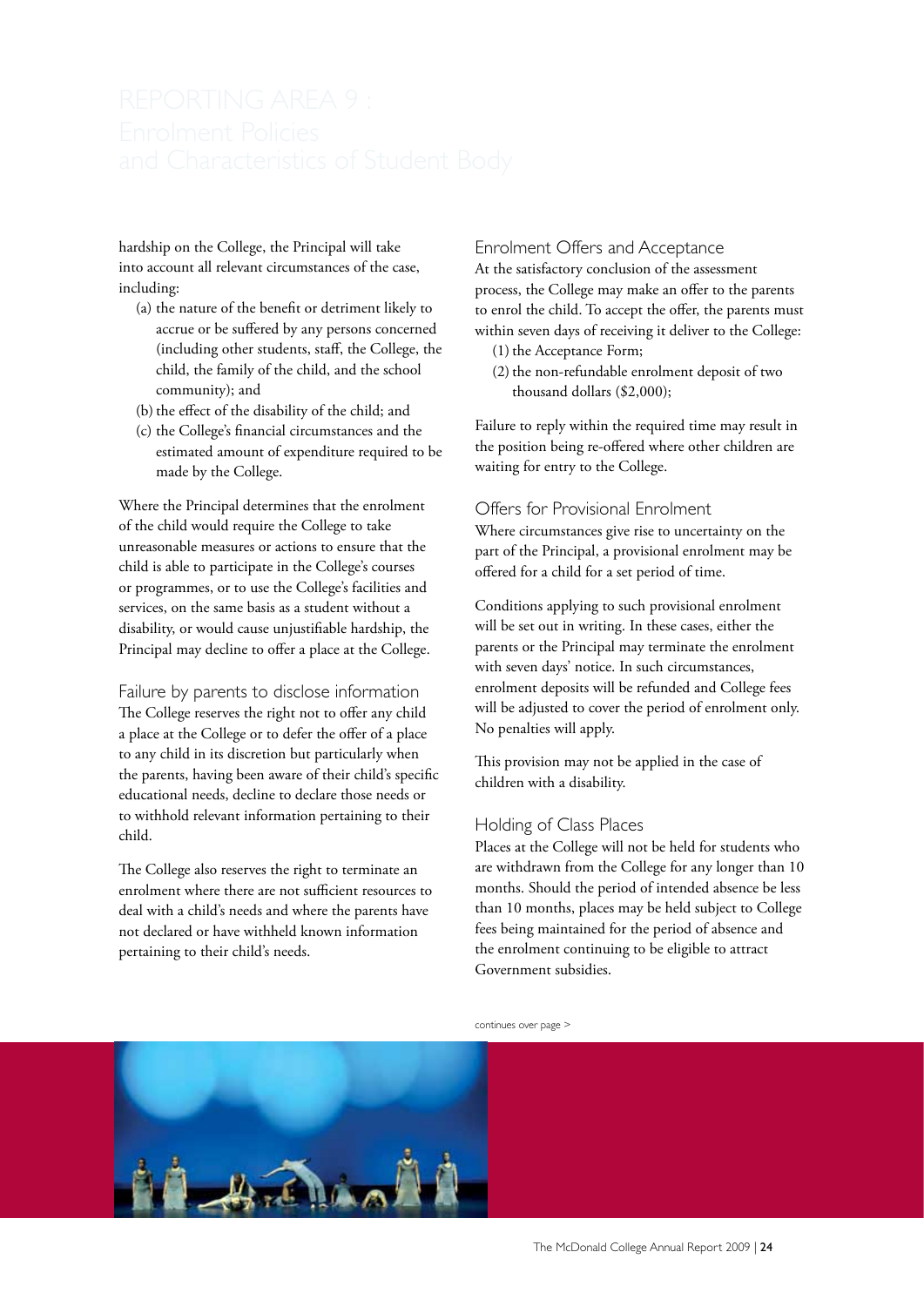# REPORTING AREA 9 : Enrolment Policies and Characteristics of Student Body

hardship on the College, the Principal will take into account all relevant circumstances of the case, including:

(a) the nature of the benefit or detriment likely to accrue or be suffered by any persons concerned (including other students, staff, the College, the child, the family of the child, and the school community); and

(b) the effect of the disability of the child; and

(c) the College's financial circumstances and the estimated amount of expenditure required to be made by the College.

Where the Principal determines that the enrolment of the child would require the College to take unreasonable measures or actions to ensure that the child is able to participate in the College's courses or programmes, or to use the College's facilities and services, on the same basis as a student without a disability, or would cause unjustifiable hardship, the Principal may decline to offer a place at the College.

## Failure by parents to disclose information

The College reserves the right not to offer any child a place at the College or to defer the offer of a place to any child in its discretion but particularly when the parents, having been aware of their child's specific educational needs, decline to declare those needs or to withhold relevant information pertaining to their child.

The College also reserves the right to terminate an enrolment where there are not sufficient resources to deal with a child's needs and where the parents have not declared or have withheld known information pertaining to their child's needs.

## Enrolment Offers and Acceptance

At the satisfactory conclusion of the assessment process, the College may make an offer to the parents to enrol the child. To accept the offer, the parents must within seven days of receiving it deliver to the College:

(1) the Acceptance Form;

(2) the non-refundable enrolment deposit of two thousand dollars ($2,000);

Failure to reply within the required time may result in the position being re-offered where other children are waiting for entry to the College.

## Offers for Provisional Enrolment

Where circumstances give rise to uncertainty on the part of the Principal, a provisional enrolment may be offered for a child for a set period of time.

Conditions applying to such provisional enrolment will be set out in writing. In these cases, either the parents or the Principal may terminate the enrolment with seven days' notice. In such circumstances, enrolment deposits will be refunded and College fees will be adjusted to cover the period of enrolment only. No penalties will apply.

This provision may not be applied in the case of children with a disability.

## Holding of Class Places

Places at the College will not be held for students who are withdrawn from the College for any longer than 10 months. Should the period of intended absence be less than 10 months, places may be held subject to College fees being maintained for the period of absence and the enrolment continuing to be eligible to attract Government subsidies.

continues over page >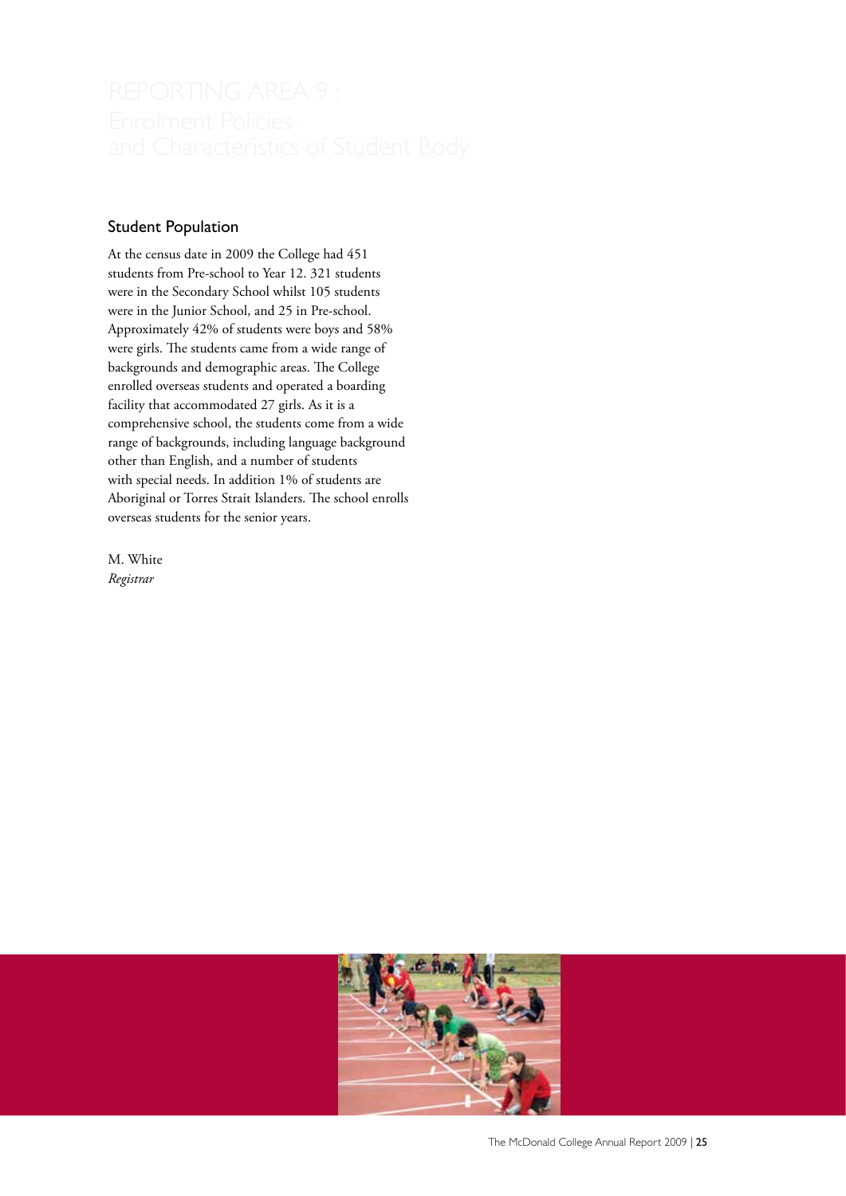# REPORTING AREA 9 : Enrolment Policies and Characteristics of Student Body

## Student Population

At the census date in 2009 the College had 451 students from Pre-school to Year 12. 321 students were in the Secondary School whilst 105 students were in the Junior School, and 25 in Pre-school. Approximately 42% of students were boys and 58% were girls. The students came from a wide range of backgrounds and demographic areas. The College enrolled overseas students and operated a boarding facility that accommodated 27 girls. As it is a comprehensive school, the students come from a wide range of backgrounds, including language background other than English, and a number of students with special needs. In addition 1% of students are Aboriginal or Torres Strait Islanders. The school enrolls overseas students for the senior years.

M. White
*Registrar*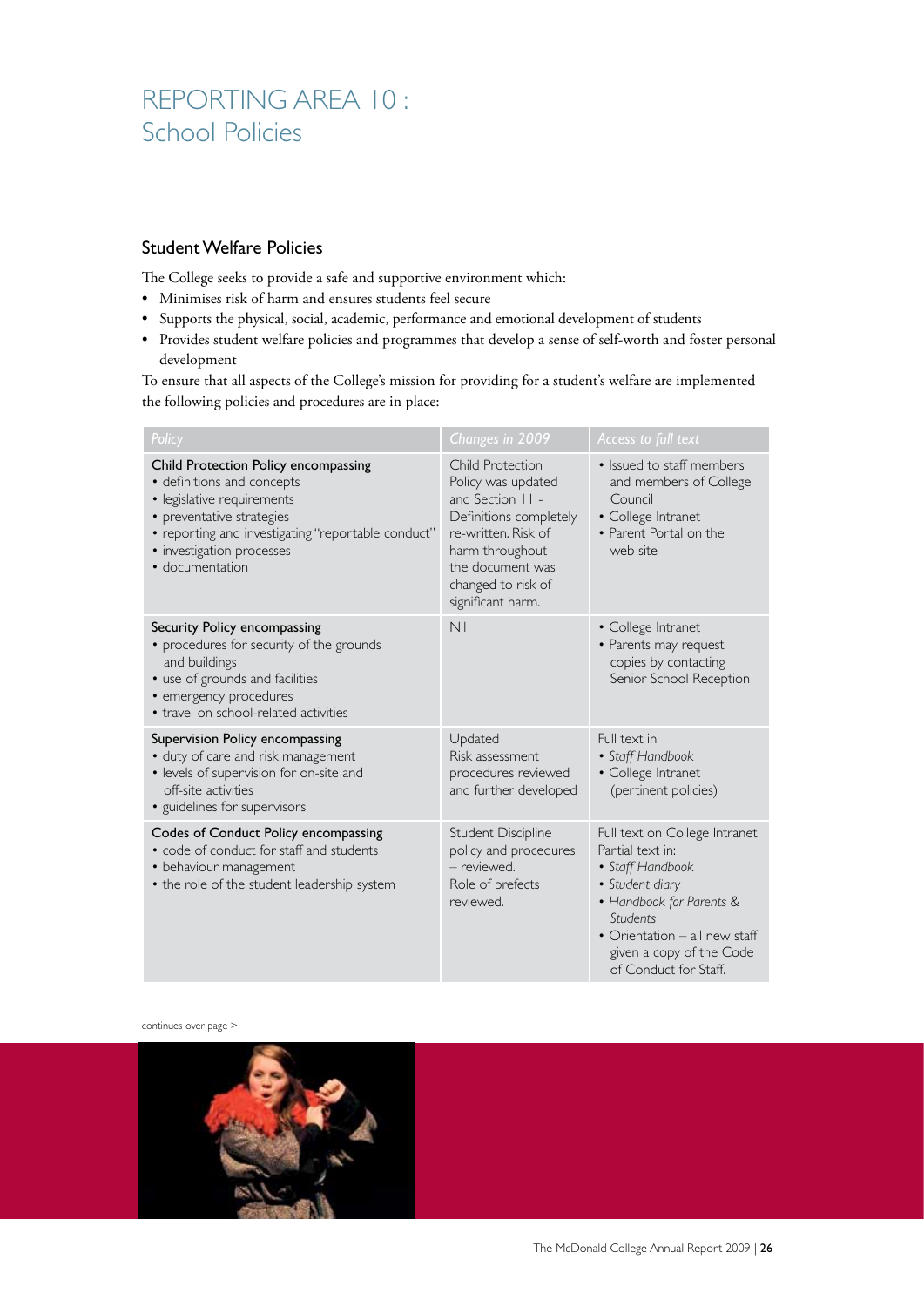# REPORTING AREA 10 : School Policies

## Student Welfare Policies

The College seeks to provide a safe and supportive environment which:

- Minimises risk of harm and ensures students feel secure
- Supports the physical, social, academic, performance and emotional development of students
- Provides student welfare policies and programmes that develop a sense of self-worth and foster personal development

To ensure that all aspects of the College's mission for providing for a student's welfare are implemented the following policies and procedures are in place:

| Policy | Changes in 2009 | Access to full text |
|---|---|---|
| Child Protection Policy encompassing<br>• definitions and concepts<br>• legislative requirements<br>• preventative strategies<br>• reporting and investigating "reportable conduct"<br>• investigation processes<br>• documentation | Child Protection Policy was updated and Section 11 - Definitions completely re-written. Risk of harm throughout the document was changed to risk of significant harm. | • Issued to staff members and members of College Council<br>• College Intranet<br>• Parent Portal on the web site |
| Security Policy encompassing<br>• procedures for security of the grounds and buildings<br>• use of grounds and facilities<br>• emergency procedures<br>• travel on school-related activities | Nil | • College Intranet<br>• Parents may request copies by contacting Senior School Reception |
| Supervision Policy encompassing<br>• duty of care and risk management<br>• levels of supervision for on-site and off-site activities<br>• guidelines for supervisors | Updated<br>Risk assessment procedures reviewed and further developed | Full text in<br>• *Staff Handbook*<br>• College Intranet (pertinent policies) |
| Codes of Conduct Policy encompassing<br>• code of conduct for staff and students<br>• behaviour management<br>• the role of the student leadership system | Student Discipline policy and procedures – reviewed.<br>Role of prefects reviewed. | Full text on College Intranet<br>Partial text in:<br>• *Staff Handbook*<br>• *Student diary*<br>• *Handbook for Parents & Students*<br>• Orientation – all new staff given a copy of the Code of Conduct for Staff. |

continues over page >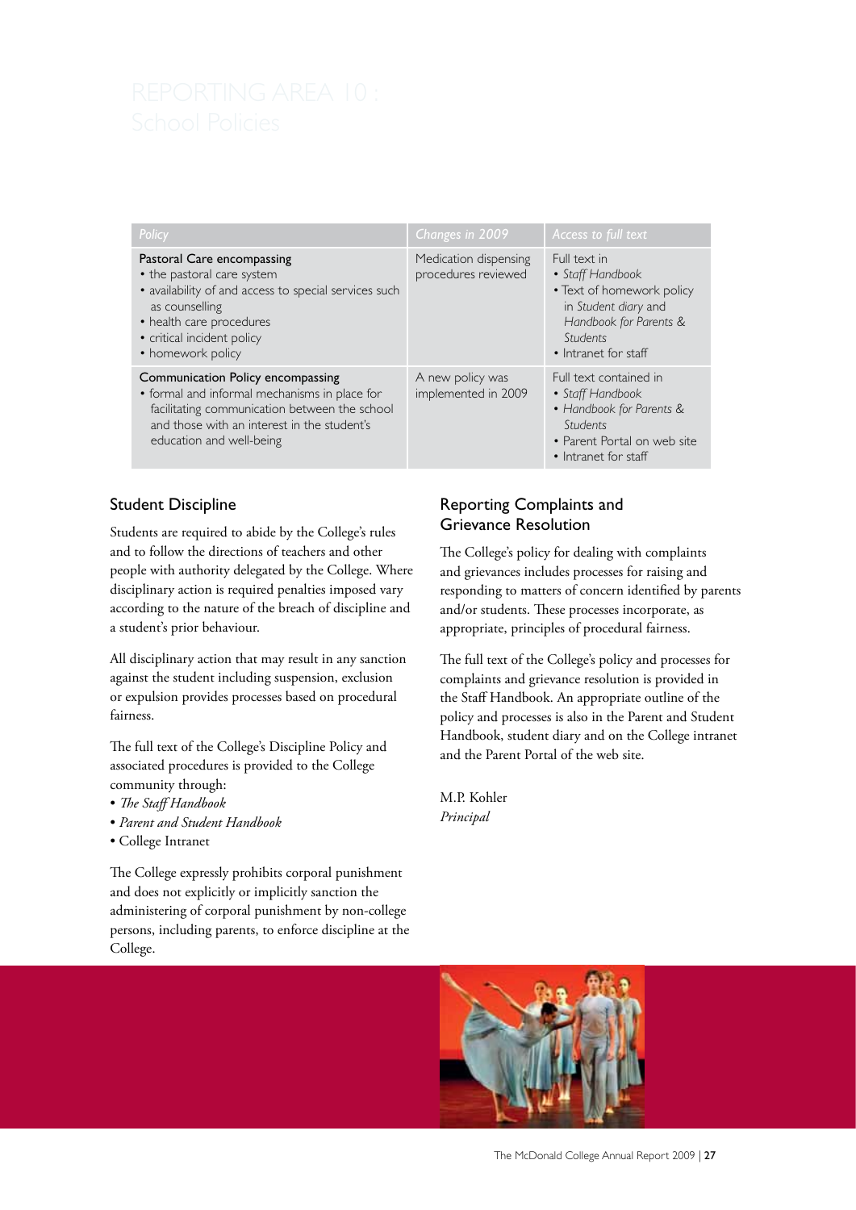# REPORTING AREA 10 : School Policies

| Policy | Changes in 2009 | Access to full text |
|---|---|---|
| Pastoral Care encompassing<br>• the pastoral care system<br>• availability of and access to special services such as counselling<br>• health care procedures<br>• critical incident policy<br>• homework policy | Medication dispensing procedures reviewed | Full text in<br>• *Staff Handbook*<br>• Text of homework policy in *Student diary* and *Handbook for Parents & Students*<br>• Intranet for staff |
| Communication Policy encompassing<br>• formal and informal mechanisms in place for facilitating communication between the school and those with an interest in the student's education and well-being | A new policy was implemented in 2009 | Full text contained in<br>• *Staff Handbook*<br>• *Handbook for Parents & Students*<br>• Parent Portal on web site<br>• Intranet for staff |

## Student Discipline

Students are required to abide by the College's rules and to follow the directions of teachers and other people with authority delegated by the College. Where disciplinary action is required penalties imposed vary according to the nature of the breach of discipline and a student's prior behaviour.

All disciplinary action that may result in any sanction against the student including suspension, exclusion or expulsion provides processes based on procedural fairness.

The full text of the College's Discipline Policy and associated procedures is provided to the College community through:

- *The Staff Handbook*
- *Parent and Student Handbook*
- College Intranet

The College expressly prohibits corporal punishment and does not explicitly or implicitly sanction the administering of corporal punishment by non-college persons, including parents, to enforce discipline at the College.

## Reporting Complaints and Grievance Resolution

The College's policy for dealing with complaints and grievances includes processes for raising and responding to matters of concern identified by parents and/or students. These processes incorporate, as appropriate, principles of procedural fairness.

The full text of the College's policy and processes for complaints and grievance resolution is provided in the Staff Handbook. An appropriate outline of the policy and processes is also in the Parent and Student Handbook, student diary and on the College intranet and the Parent Portal of the web site.

M.P. Kohler
*Principal*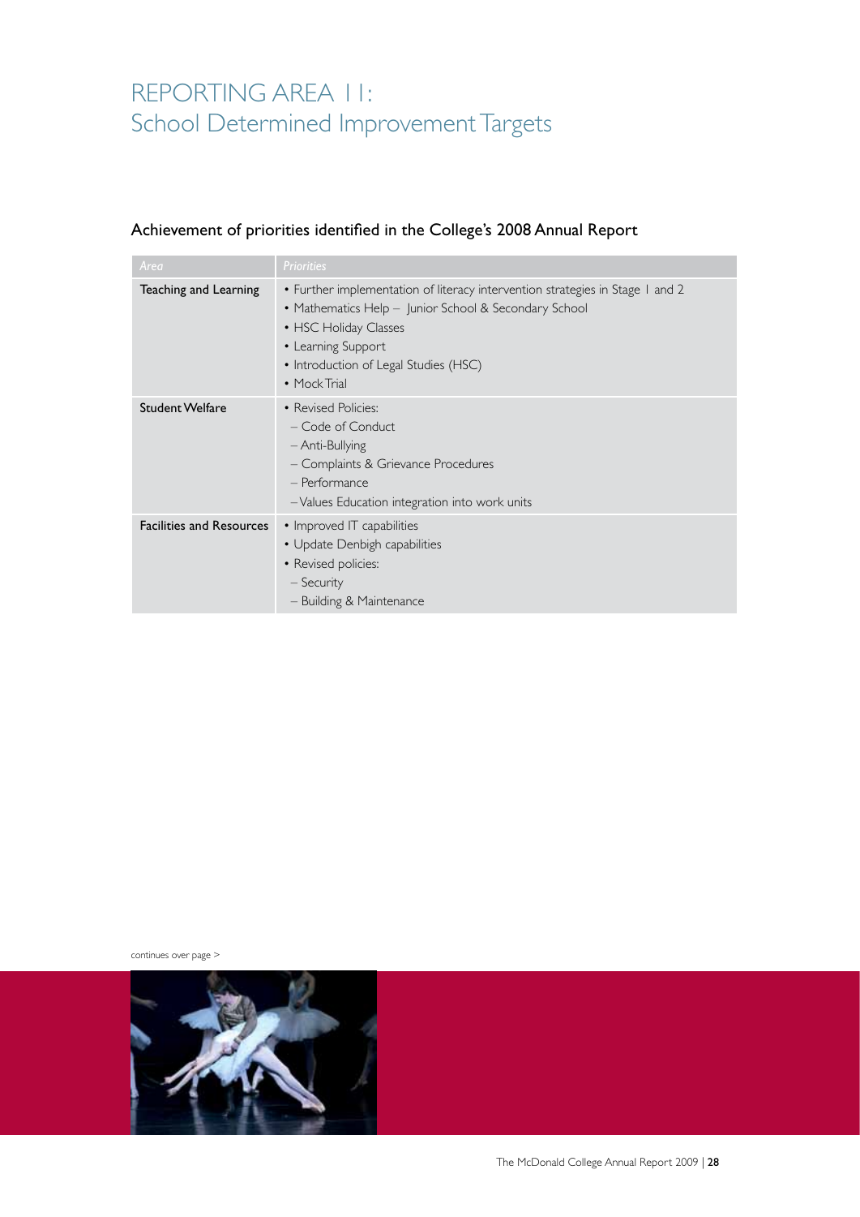# REPORTING AREA 11:
# School Determined Improvement Targets

## Achievement of priorities identified in the College's 2008 Annual Report

| Area | Priorities |
|---|---|
| Teaching and Learning | • Further implementation of literacy intervention strategies in Stage 1 and 2<br>• Mathematics Help – Junior School & Secondary School<br>• HSC Holiday Classes<br>• Learning Support<br>• Introduction of Legal Studies (HSC)<br>• Mock Trial |
| Student Welfare | • Revised Policies:<br>– Code of Conduct<br>– Anti-Bullying<br>– Complaints & Grievance Procedures<br>– Performance<br>– Values Education integration into work units |
| Facilities and Resources | • Improved IT capabilities<br>• Update Denbigh capabilities<br>• Revised policies:<br>– Security<br>– Building & Maintenance |

continues over page >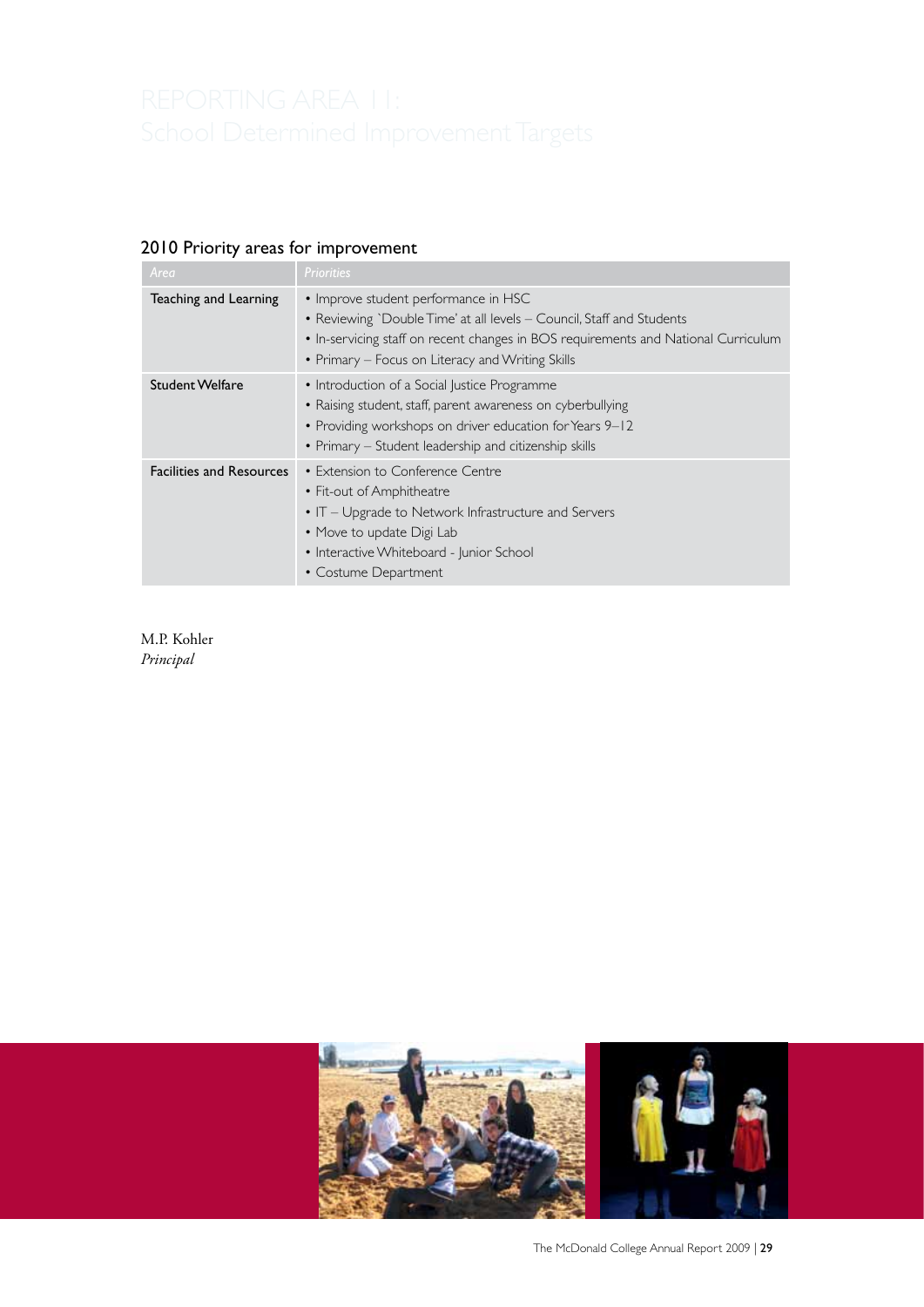# REPORTING AREA 11: School Determined Improvement Targets

## 2010 Priority areas for improvement

| Area | Priorities |
|---|---|
| Teaching and Learning | • Improve student performance in HSC<br>• Reviewing `Double Time' at all levels – Council, Staff and Students<br>• In-servicing staff on recent changes in BOS requirements and National Curriculum<br>• Primary – Focus on Literacy and Writing Skills |
| Student Welfare | • Introduction of a Social Justice Programme<br>• Raising student, staff, parent awareness on cyberbullying<br>• Providing workshops on driver education for Years 9–12<br>• Primary – Student leadership and citizenship skills |
| Facilities and Resources | • Extension to Conference Centre<br>• Fit-out of Amphitheatre<br>• IT – Upgrade to Network Infrastructure and Servers<br>• Move to update Digi Lab<br>• Interactive Whiteboard - Junior School<br>• Costume Department |

M.P. Kohler
*Principal*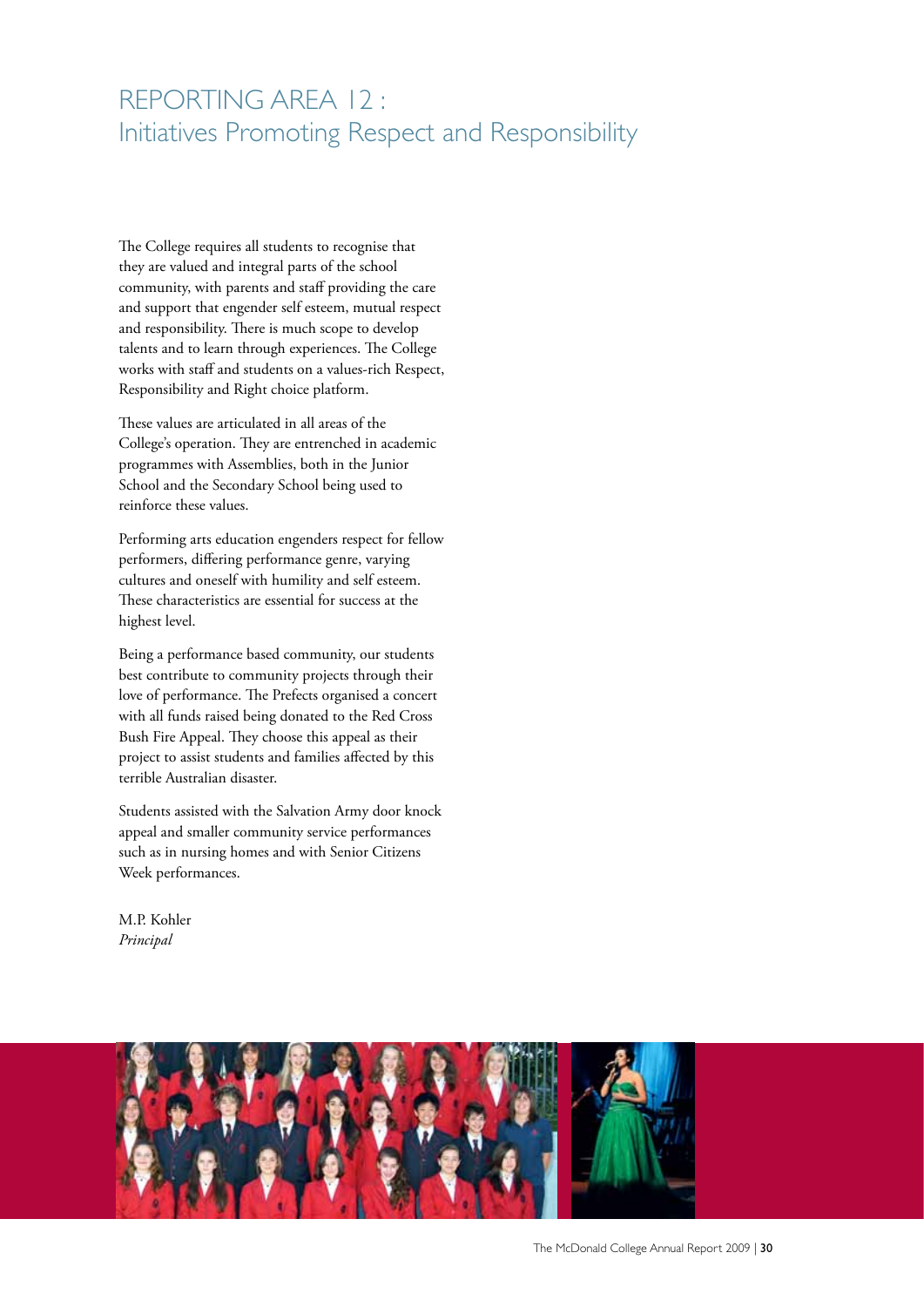# REPORTING AREA 12 : Initiatives Promoting Respect and Responsibility

The College requires all students to recognise that they are valued and integral parts of the school community, with parents and staff providing the care and support that engender self esteem, mutual respect and responsibility. There is much scope to develop talents and to learn through experiences. The College works with staff and students on a values-rich Respect, Responsibility and Right choice platform.

These values are articulated in all areas of the College's operation. They are entrenched in academic programmes with Assemblies, both in the Junior School and the Secondary School being used to reinforce these values.

Performing arts education engenders respect for fellow performers, differing performance genre, varying cultures and oneself with humility and self esteem. These characteristics are essential for success at the highest level.

Being a performance based community, our students best contribute to community projects through their love of performance. The Prefects organised a concert with all funds raised being donated to the Red Cross Bush Fire Appeal. They choose this appeal as their project to assist students and families affected by this terrible Australian disaster.

Students assisted with the Salvation Army door knock appeal and smaller community service performances such as in nursing homes and with Senior Citizens Week performances.

M.P. Kohler
*Principal*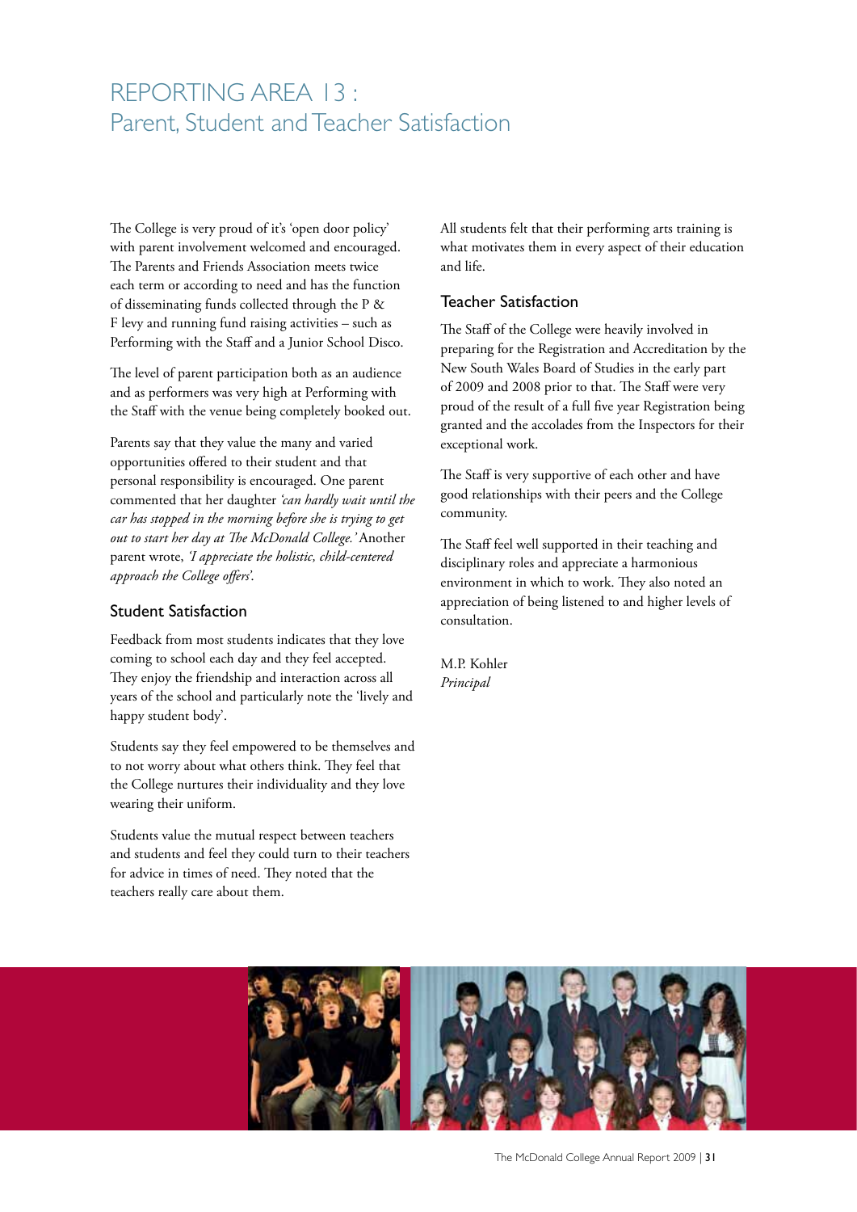# REPORTING AREA 13 : Parent, Student and Teacher Satisfaction

The College is very proud of it's 'open door policy' with parent involvement welcomed and encouraged. The Parents and Friends Association meets twice each term or according to need and has the function of disseminating funds collected through the P & F levy and running fund raising activities – such as Performing with the Staff and a Junior School Disco.

The level of parent participation both as an audience and as performers was very high at Performing with the Staff with the venue being completely booked out.

Parents say that they value the many and varied opportunities offered to their student and that personal responsibility is encouraged. One parent commented that her daughter *'can hardly wait until the car has stopped in the morning before she is trying to get out to start her day at The McDonald College.'* Another parent wrote, *'I appreciate the holistic, child-centered approach the College offers'.*

## Student Satisfaction

Feedback from most students indicates that they love coming to school each day and they feel accepted. They enjoy the friendship and interaction across all years of the school and particularly note the 'lively and happy student body'.

Students say they feel empowered to be themselves and to not worry about what others think. They feel that the College nurtures their individuality and they love wearing their uniform.

Students value the mutual respect between teachers and students and feel they could turn to their teachers for advice in times of need. They noted that the teachers really care about them.

All students felt that their performing arts training is what motivates them in every aspect of their education and life.

## Teacher Satisfaction

The Staff of the College were heavily involved in preparing for the Registration and Accreditation by the New South Wales Board of Studies in the early part of 2009 and 2008 prior to that. The Staff were very proud of the result of a full five year Registration being granted and the accolades from the Inspectors for their exceptional work.

The Staff is very supportive of each other and have good relationships with their peers and the College community.

The Staff feel well supported in their teaching and disciplinary roles and appreciate a harmonious environment in which to work. They also noted an appreciation of being listened to and higher levels of consultation.

M.P. Kohler
*Principal*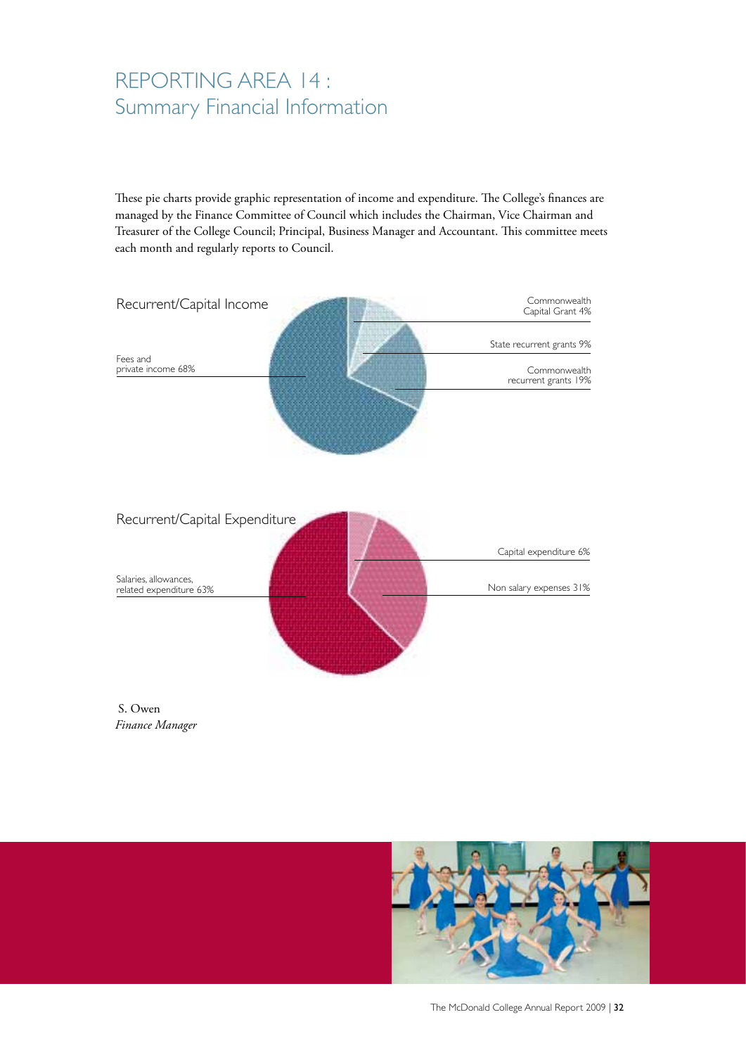# REPORTING AREA 14 : Summary Financial Information

These pie charts provide graphic representation of income and expenditure. The College's finances are managed by the Finance Committee of Council which includes the Chairman, Vice Chairman and Treasurer of the College Council; Principal, Business Manager and Accountant. This committee meets each month and regularly reports to Council.

## Recurrent/Capital Income

- Fees and private income 68%
- Commonwealth Capital Grant 4%
- State recurrent grants 9%
- Commonwealth recurrent grants 19%

## Recurrent/Capital Expenditure

- Salaries, allowances, related expenditure 63%
- Capital expenditure 6%
- Non salary expenses 31%

S. Owen
*Finance Manager*